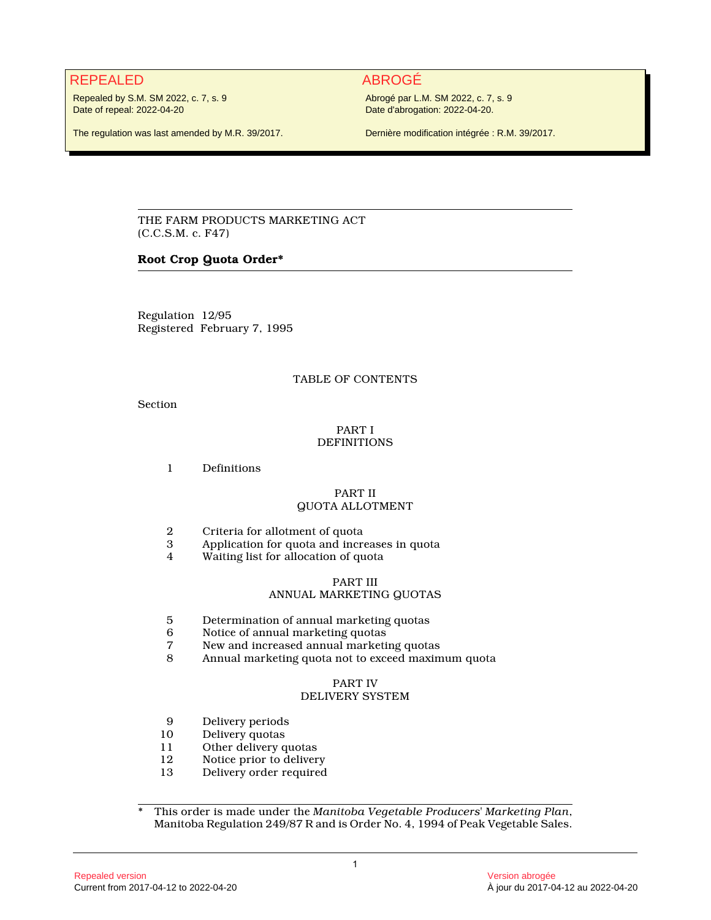REPEALED

Repealed by S.M. SM 2022, c. 7, s. 9
Date of repeal: 2022-04-20

The regulation was last amended by M.R. 39/2017.

ABROGÉ

Abrogé par L.M. SM 2022, c. 7, s. 9
Date d'abrogation: 2022-04-20.

Dernière modification intégrée : R.M. 39/2017.

THE FARM PRODUCTS MARKETING ACT
(C.C.S.M. c. F47)

**Root Crop Quota Order***

Regulation 12/95
Registered February 7, 1995

TABLE OF CONTENTS

Section

PART I
DEFINITIONS

1 Definitions

PART II
QUOTA ALLOTMENT

2 Criteria for allotment of quota
3 Application for quota and increases in quota
4 Waiting list for allocation of quota

PART III
ANNUAL MARKETING QUOTAS

5 Determination of annual marketing quotas
6 Notice of annual marketing quotas
7 New and increased annual marketing quotas
8 Annual marketing quota not to exceed maximum quota

PART IV
DELIVERY SYSTEM

9 Delivery periods
10 Delivery quotas
11 Other delivery quotas
12 Notice prior to delivery
13 Delivery order required

\* This order is made under the *Manitoba Vegetable Producers' Marketing Plan*, Manitoba Regulation 249/87 R and is Order No. 4, 1994 of Peak Vegetable Sales.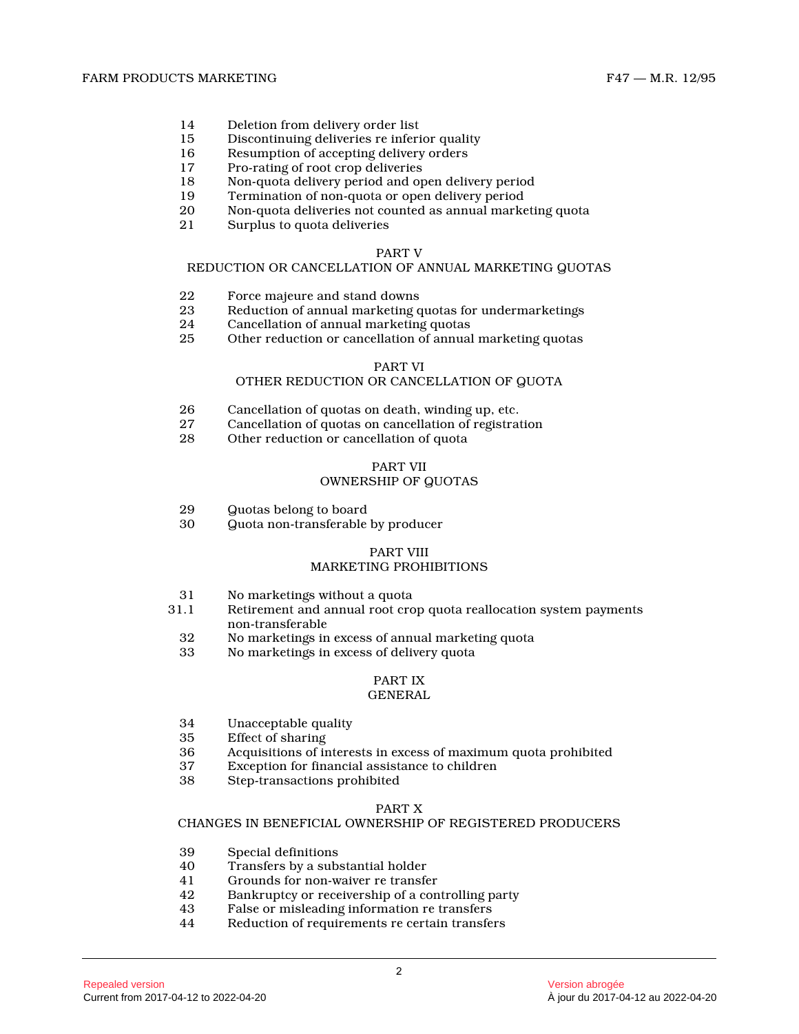14 Deletion from delivery order list
15 Discontinuing deliveries re inferior quality
16 Resumption of accepting delivery orders
17 Pro-rating of root crop deliveries
18 Non-quota delivery period and open delivery period
19 Termination of non-quota or open delivery period
20 Non-quota deliveries not counted as annual marketing quota
21 Surplus to quota deliveries

## PART V
## REDUCTION OR CANCELLATION OF ANNUAL MARKETING QUOTAS

22 Force majeure and stand downs
23 Reduction of annual marketing quotas for undermarketings
24 Cancellation of annual marketing quotas
25 Other reduction or cancellation of annual marketing quotas

## PART VI
## OTHER REDUCTION OR CANCELLATION OF QUOTA

26 Cancellation of quotas on death, winding up, etc.
27 Cancellation of quotas on cancellation of registration
28 Other reduction or cancellation of quota

## PART VII
## OWNERSHIP OF QUOTAS

29 Quotas belong to board
30 Quota non-transferable by producer

## PART VIII
## MARKETING PROHIBITIONS

31 No marketings without a quota
31.1 Retirement and annual root crop quota reallocation system payments non-transferable
32 No marketings in excess of annual marketing quota
33 No marketings in excess of delivery quota

## PART IX
## GENERAL

34 Unacceptable quality
35 Effect of sharing
36 Acquisitions of interests in excess of maximum quota prohibited
37 Exception for financial assistance to children
38 Step-transactions prohibited

## PART X
## CHANGES IN BENEFICIAL OWNERSHIP OF REGISTERED PRODUCERS

39 Special definitions
40 Transfers by a substantial holder
41 Grounds for non-waiver re transfer
42 Bankruptcy or receivership of a controlling party
43 False or misleading information re transfers
44 Reduction of requirements re certain transfers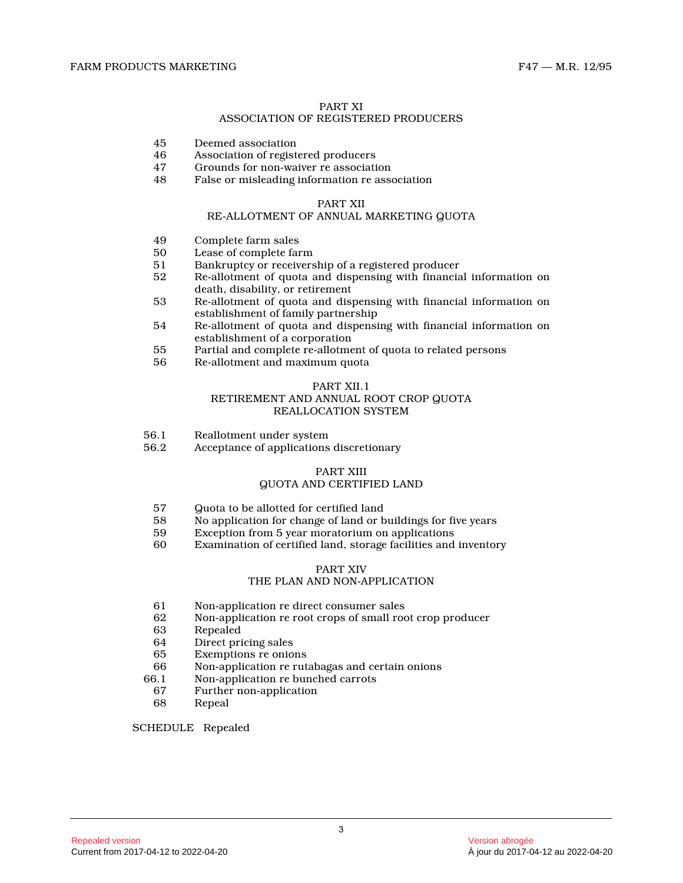PART XI
ASSOCIATION OF REGISTERED PRODUCERS

45 Deemed association
46 Association of registered producers
47 Grounds for non-waiver re association
48 False or misleading information re association

PART XII
RE-ALLOTMENT OF ANNUAL MARKETING QUOTA

49 Complete farm sales
50 Lease of complete farm
51 Bankruptcy or receivership of a registered producer
52 Re-allotment of quota and dispensing with financial information on death, disability, or retirement
53 Re-allotment of quota and dispensing with financial information on establishment of family partnership
54 Re-allotment of quota and dispensing with financial information on establishment of a corporation
55 Partial and complete re-allotment of quota to related persons
56 Re-allotment and maximum quota

PART XII.1
RETIREMENT AND ANNUAL ROOT CROP QUOTA REALLOCATION SYSTEM

56.1 Reallotment under system
56.2 Acceptance of applications discretionary

PART XIII
QUOTA AND CERTIFIED LAND

57 Quota to be allotted for certified land
58 No application for change of land or buildings for five years
59 Exception from 5 year moratorium on applications
60 Examination of certified land, storage facilities and inventory

PART XIV
THE PLAN AND NON-APPLICATION

61 Non-application re direct consumer sales
62 Non-application re root crops of small root crop producer
63 Repealed
64 Direct pricing sales
65 Exemptions re onions
66 Non-application re rutabagas and certain onions
66.1 Non-application re bunched carrots
67 Further non-application
68 Repeal

SCHEDULE Repealed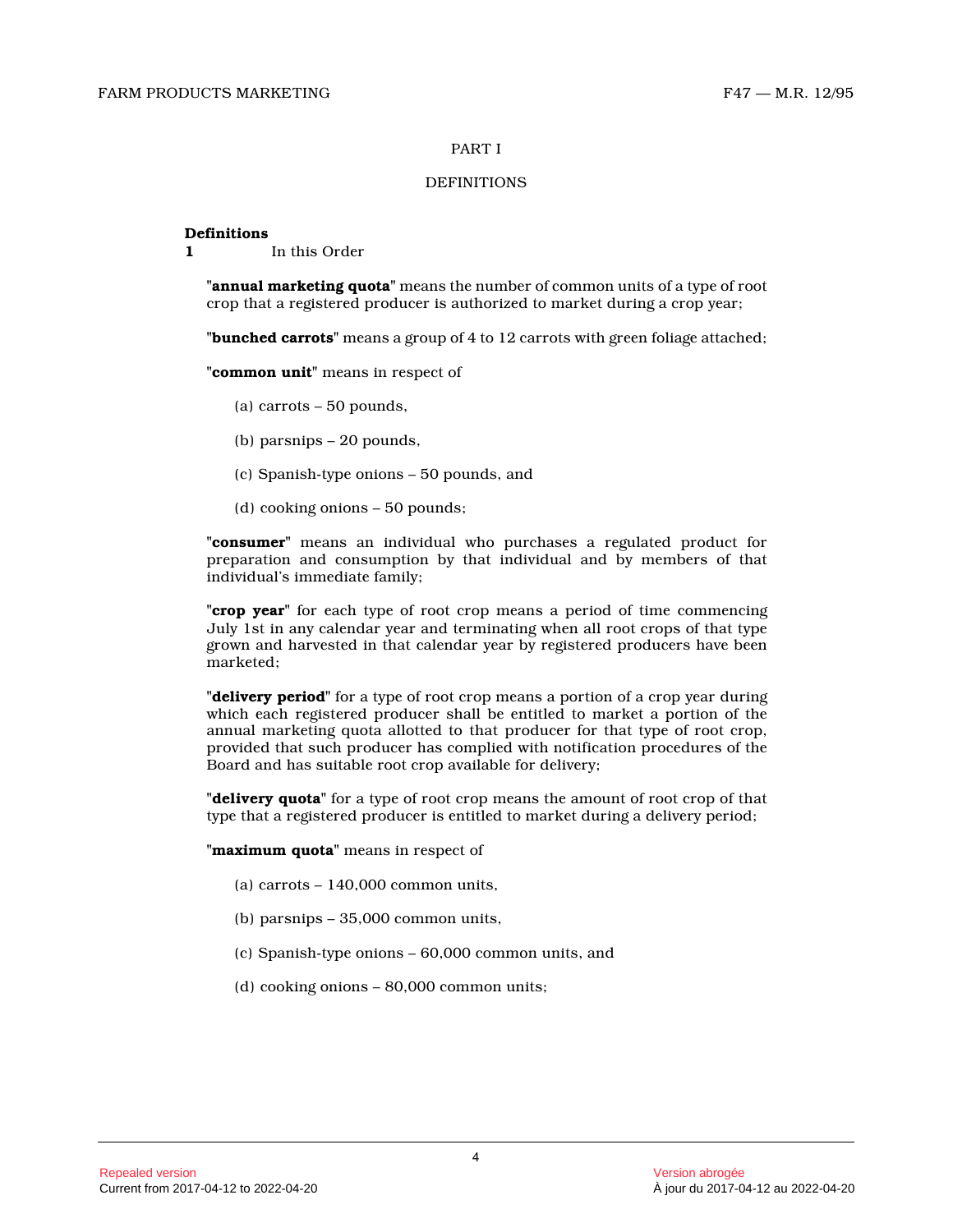PART I

DEFINITIONS

**Definitions**

**1** In this Order

"**annual marketing quota**" means the number of common units of a type of root crop that a registered producer is authorized to market during a crop year;

"**bunched carrots**" means a group of 4 to 12 carrots with green foliage attached;

"**common unit**" means in respect of

(a) carrots – 50 pounds,

(b) parsnips – 20 pounds,

(c) Spanish-type onions – 50 pounds, and

(d) cooking onions – 50 pounds;

"**consumer**" means an individual who purchases a regulated product for preparation and consumption by that individual and by members of that individual's immediate family;

"**crop year**" for each type of root crop means a period of time commencing July 1st in any calendar year and terminating when all root crops of that type grown and harvested in that calendar year by registered producers have been marketed;

"**delivery period**" for a type of root crop means a portion of a crop year during which each registered producer shall be entitled to market a portion of the annual marketing quota allotted to that producer for that type of root crop, provided that such producer has complied with notification procedures of the Board and has suitable root crop available for delivery;

"**delivery quota**" for a type of root crop means the amount of root crop of that type that a registered producer is entitled to market during a delivery period;

"**maximum quota**" means in respect of

(a) carrots – 140,000 common units,

(b) parsnips – 35,000 common units,

(c) Spanish-type onions – 60,000 common units, and

(d) cooking onions – 80,000 common units;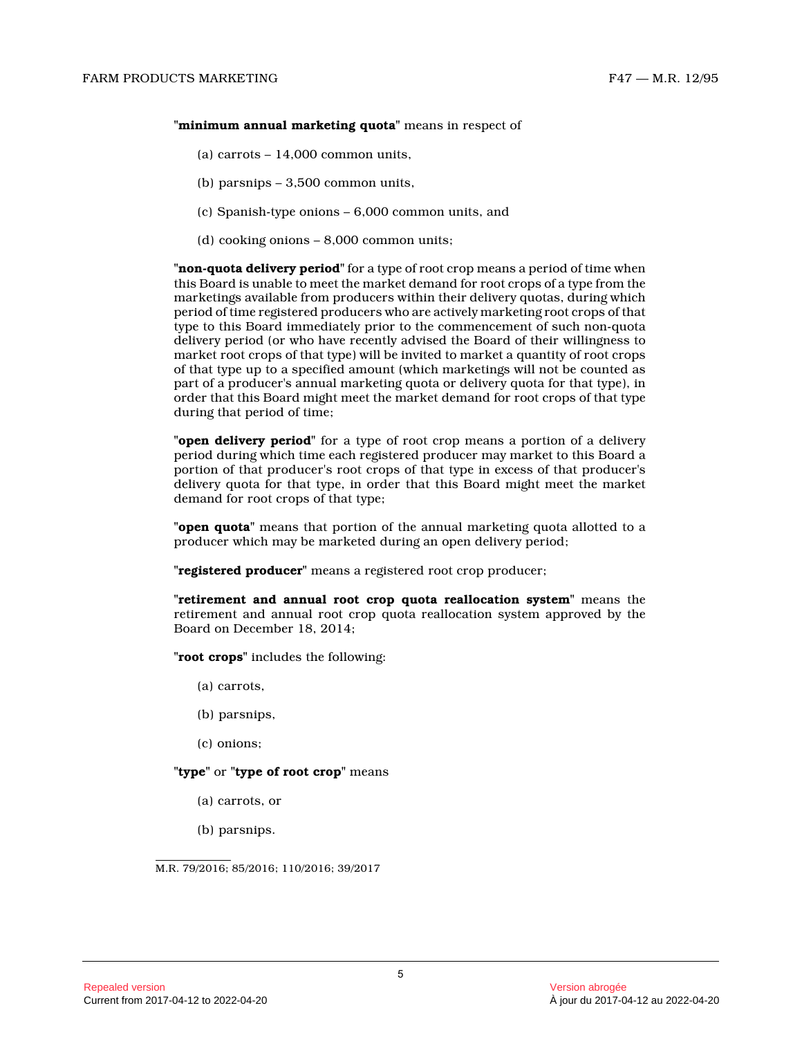"**minimum annual marketing quota**" means in respect of

(a) carrots – 14,000 common units,

(b) parsnips – 3,500 common units,

(c) Spanish-type onions – 6,000 common units, and

(d) cooking onions – 8,000 common units;

"**non-quota delivery period**" for a type of root crop means a period of time when this Board is unable to meet the market demand for root crops of a type from the marketings available from producers within their delivery quotas, during which period of time registered producers who are actively marketing root crops of that type to this Board immediately prior to the commencement of such non-quota delivery period (or who have recently advised the Board of their willingness to market root crops of that type) will be invited to market a quantity of root crops of that type up to a specified amount (which marketings will not be counted as part of a producer's annual marketing quota or delivery quota for that type), in order that this Board might meet the market demand for root crops of that type during that period of time;

"**open delivery period**" for a type of root crop means a portion of a delivery period during which time each registered producer may market to this Board a portion of that producer's root crops of that type in excess of that producer's delivery quota for that type, in order that this Board might meet the market demand for root crops of that type;

"**open quota**" means that portion of the annual marketing quota allotted to a producer which may be marketed during an open delivery period;

"**registered producer**" means a registered root crop producer;

"**retirement and annual root crop quota reallocation system**" means the retirement and annual root crop quota reallocation system approved by the Board on December 18, 2014;

"**root crops**" includes the following:

(a) carrots,

(b) parsnips,

(c) onions;

"**type**" or "**type of root crop**" means

(a) carrots, or

(b) parsnips.

M.R. 79/2016; 85/2016; 110/2016; 39/2017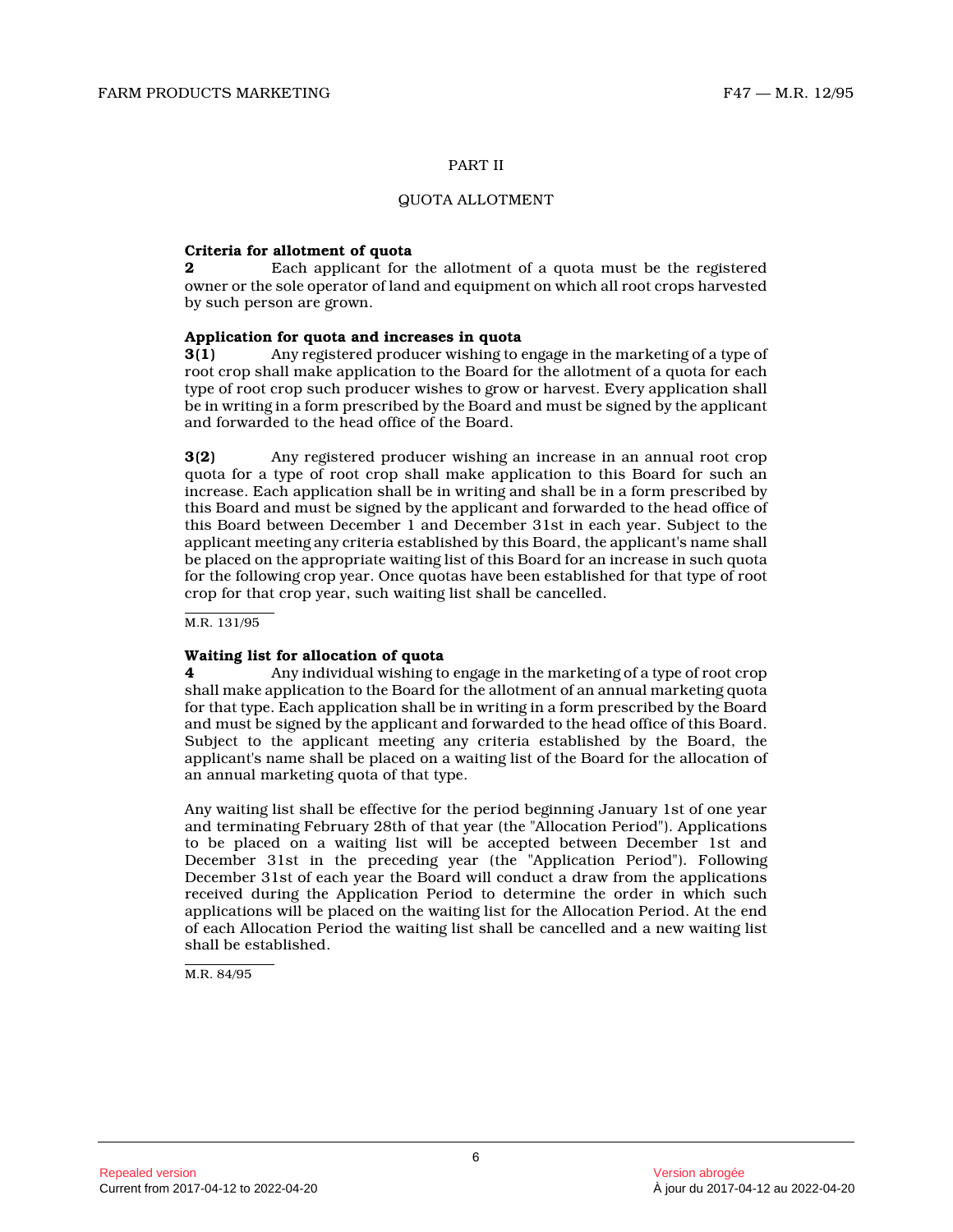## PART II

## QUOTA ALLOTMENT

**Criteria for allotment of quota**

**2** Each applicant for the allotment of a quota must be the registered owner or the sole operator of land and equipment on which all root crops harvested by such person are grown.

**Application for quota and increases in quota**

**3(1)** Any registered producer wishing to engage in the marketing of a type of root crop shall make application to the Board for the allotment of a quota for each type of root crop such producer wishes to grow or harvest. Every application shall be in writing in a form prescribed by the Board and must be signed by the applicant and forwarded to the head office of the Board.

**3(2)** Any registered producer wishing an increase in an annual root crop quota for a type of root crop shall make application to this Board for such an increase. Each application shall be in writing and shall be in a form prescribed by this Board and must be signed by the applicant and forwarded to the head office of this Board between December 1 and December 31st in each year. Subject to the applicant meeting any criteria established by this Board, the applicant's name shall be placed on the appropriate waiting list of this Board for an increase in such quota for the following crop year. Once quotas have been established for that type of root crop for that crop year, such waiting list shall be cancelled.

M.R. 131/95

**Waiting list for allocation of quota**

**4** Any individual wishing to engage in the marketing of a type of root crop shall make application to the Board for the allotment of an annual marketing quota for that type. Each application shall be in writing in a form prescribed by the Board and must be signed by the applicant and forwarded to the head office of this Board. Subject to the applicant meeting any criteria established by the Board, the applicant's name shall be placed on a waiting list of the Board for the allocation of an annual marketing quota of that type.

Any waiting list shall be effective for the period beginning January 1st of one year and terminating February 28th of that year (the "Allocation Period"). Applications to be placed on a waiting list will be accepted between December 1st and December 31st in the preceding year (the "Application Period"). Following December 31st of each year the Board will conduct a draw from the applications received during the Application Period to determine the order in which such applications will be placed on the waiting list for the Allocation Period. At the end of each Allocation Period the waiting list shall be cancelled and a new waiting list shall be established.

M.R. 84/95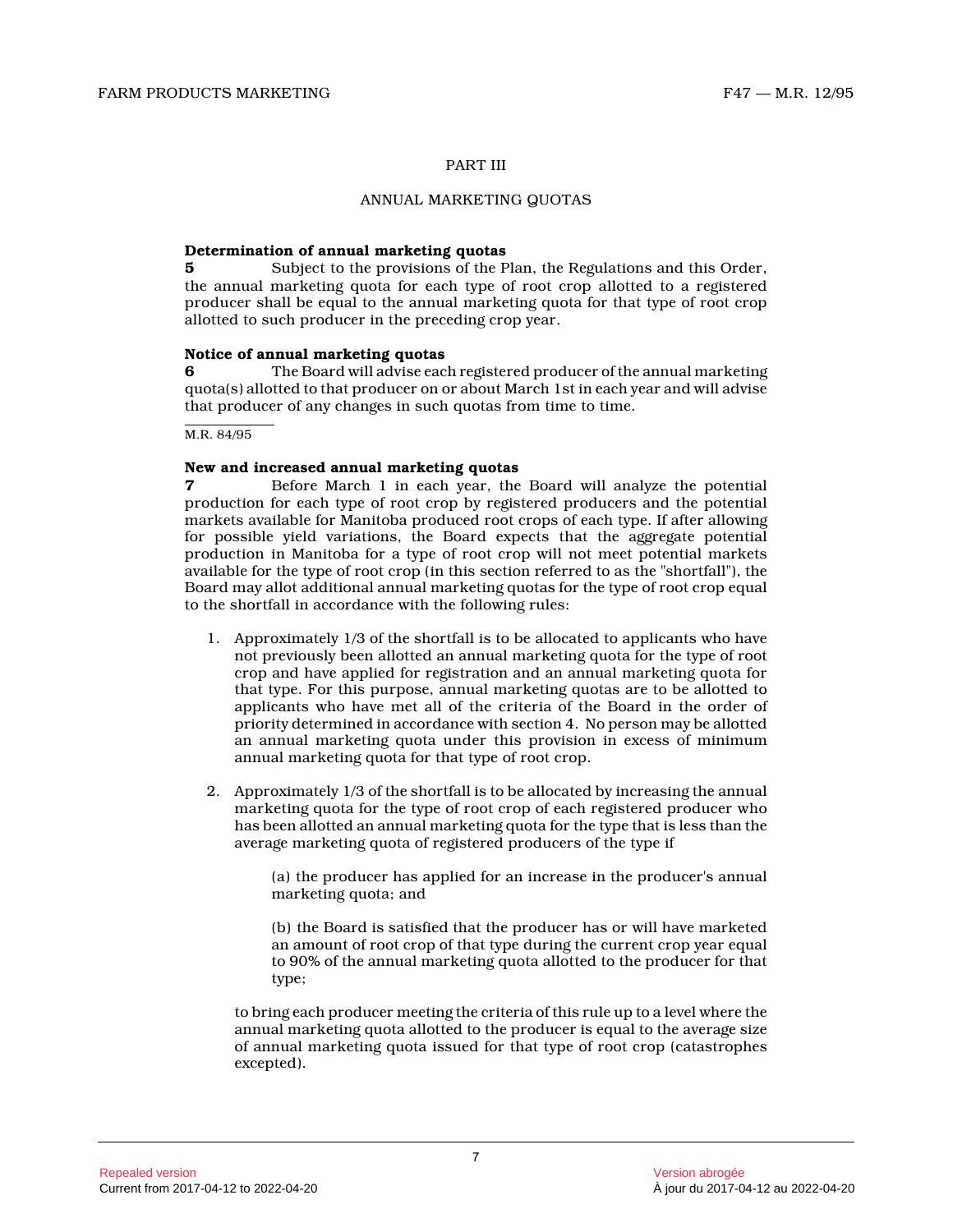## PART III

## ANNUAL MARKETING QUOTAS

**Determination of annual marketing quotas**

**5** Subject to the provisions of the Plan, the Regulations and this Order, the annual marketing quota for each type of root crop allotted to a registered producer shall be equal to the annual marketing quota for that type of root crop allotted to such producer in the preceding crop year.

**Notice of annual marketing quotas**

**6** The Board will advise each registered producer of the annual marketing quota(s) allotted to that producer on or about March 1st in each year and will advise that producer of any changes in such quotas from time to time.

M.R. 84/95

**New and increased annual marketing quotas**

**7** Before March 1 in each year, the Board will analyze the potential production for each type of root crop by registered producers and the potential markets available for Manitoba produced root crops of each type. If after allowing for possible yield variations, the Board expects that the aggregate potential production in Manitoba for a type of root crop will not meet potential markets available for the type of root crop (in this section referred to as the "shortfall"), the Board may allot additional annual marketing quotas for the type of root crop equal to the shortfall in accordance with the following rules:

1. Approximately 1/3 of the shortfall is to be allocated to applicants who have not previously been allotted an annual marketing quota for the type of root crop and have applied for registration and an annual marketing quota for that type. For this purpose, annual marketing quotas are to be allotted to applicants who have met all of the criteria of the Board in the order of priority determined in accordance with section 4. No person may be allotted an annual marketing quota under this provision in excess of minimum annual marketing quota for that type of root crop.

2. Approximately 1/3 of the shortfall is to be allocated by increasing the annual marketing quota for the type of root crop of each registered producer who has been allotted an annual marketing quota for the type that is less than the average marketing quota of registered producers of the type if

   (a) the producer has applied for an increase in the producer's annual marketing quota; and

   (b) the Board is satisfied that the producer has or will have marketed an amount of root crop of that type during the current crop year equal to 90% of the annual marketing quota allotted to the producer for that type;

   to bring each producer meeting the criteria of this rule up to a level where the annual marketing quota allotted to the producer is equal to the average size of annual marketing quota issued for that type of root crop (catastrophes excepted).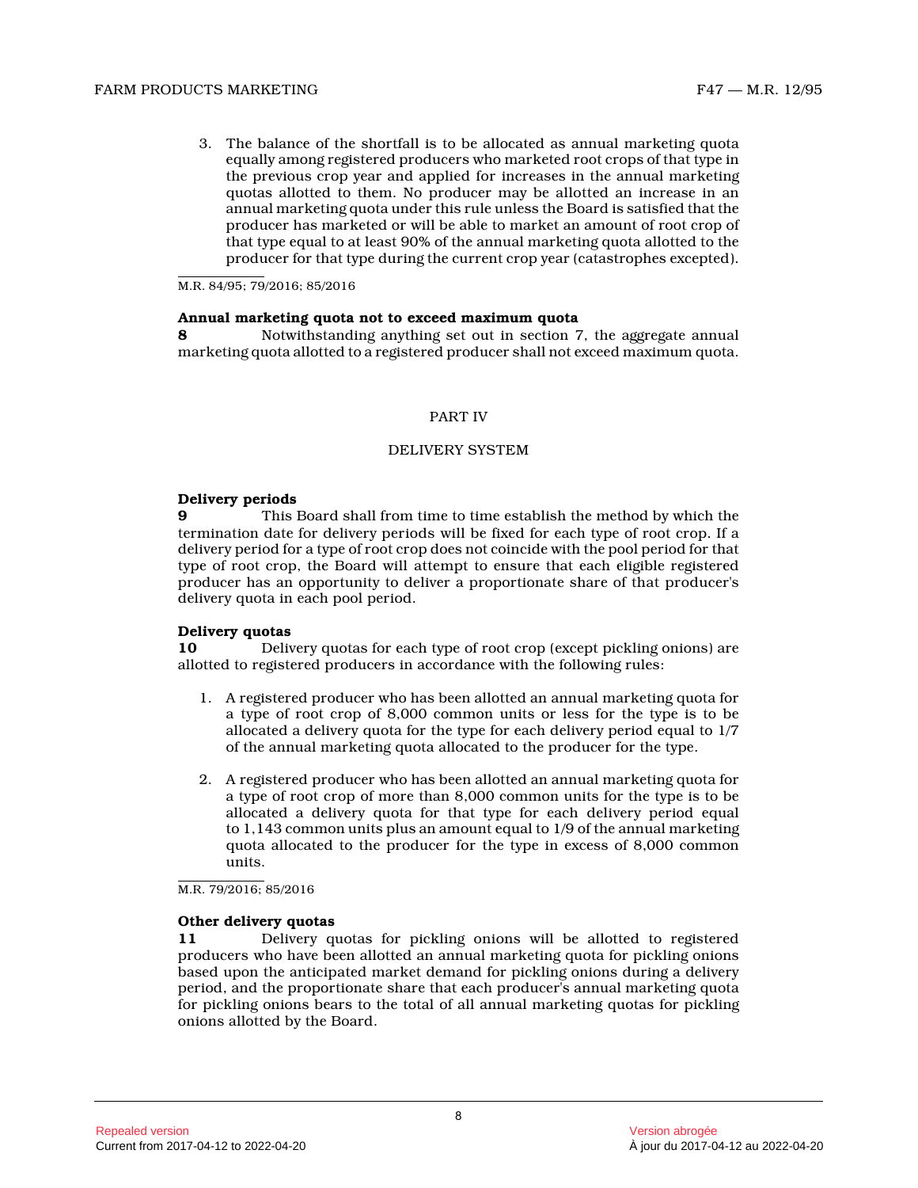3. The balance of the shortfall is to be allocated as annual marketing quota equally among registered producers who marketed root crops of that type in the previous crop year and applied for increases in the annual marketing quotas allotted to them. No producer may be allotted an increase in an annual marketing quota under this rule unless the Board is satisfied that the producer has marketed or will be able to market an amount of root crop of that type equal to at least 90% of the annual marketing quota allotted to the producer for that type during the current crop year (catastrophes excepted).

M.R. 84/95; 79/2016; 85/2016

**Annual marketing quota not to exceed maximum quota**

**8** Notwithstanding anything set out in section 7, the aggregate annual marketing quota allotted to a registered producer shall not exceed maximum quota.

## PART IV

## DELIVERY SYSTEM

**Delivery periods**

**9** This Board shall from time to time establish the method by which the termination date for delivery periods will be fixed for each type of root crop. If a delivery period for a type of root crop does not coincide with the pool period for that type of root crop, the Board will attempt to ensure that each eligible registered producer has an opportunity to deliver a proportionate share of that producer's delivery quota in each pool period.

**Delivery quotas**

**10** Delivery quotas for each type of root crop (except pickling onions) are allotted to registered producers in accordance with the following rules:

1. A registered producer who has been allotted an annual marketing quota for a type of root crop of 8,000 common units or less for the type is to be allocated a delivery quota for the type for each delivery period equal to 1/7 of the annual marketing quota allocated to the producer for the type.

2. A registered producer who has been allotted an annual marketing quota for a type of root crop of more than 8,000 common units for the type is to be allocated a delivery quota for that type for each delivery period equal to 1,143 common units plus an amount equal to 1/9 of the annual marketing quota allocated to the producer for the type in excess of 8,000 common units.

M.R. 79/2016; 85/2016

**Other delivery quotas**

**11** Delivery quotas for pickling onions will be allotted to registered producers who have been allotted an annual marketing quota for pickling onions based upon the anticipated market demand for pickling onions during a delivery period, and the proportionate share that each producer's annual marketing quota for pickling onions bears to the total of all annual marketing quotas for pickling onions allotted by the Board.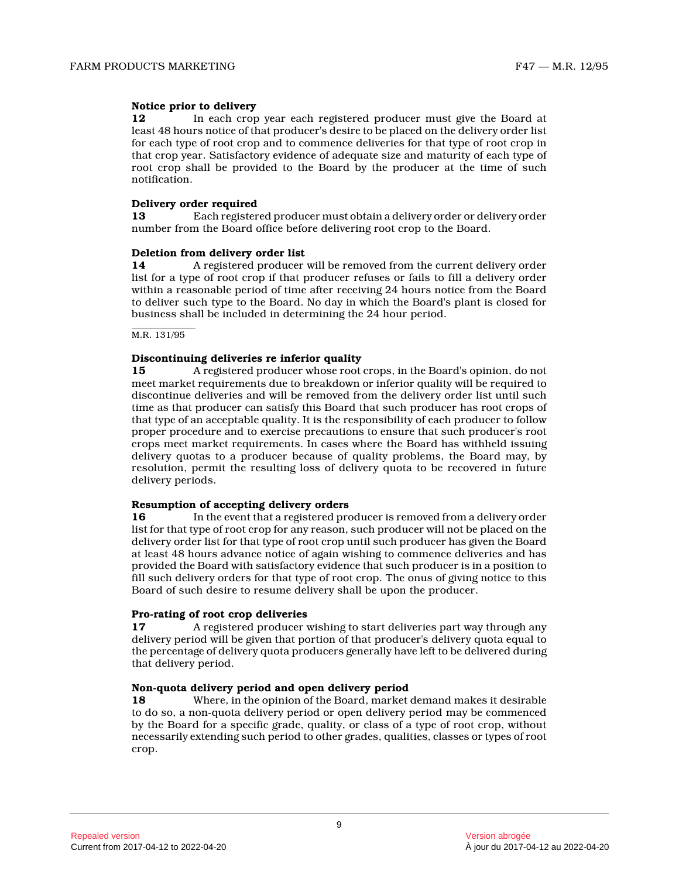**Notice prior to delivery**

**12** In each crop year each registered producer must give the Board at least 48 hours notice of that producer's desire to be placed on the delivery order list for each type of root crop and to commence deliveries for that type of root crop in that crop year. Satisfactory evidence of adequate size and maturity of each type of root crop shall be provided to the Board by the producer at the time of such notification.

**Delivery order required**

**13** Each registered producer must obtain a delivery order or delivery order number from the Board office before delivering root crop to the Board.

**Deletion from delivery order list**

**14** A registered producer will be removed from the current delivery order list for a type of root crop if that producer refuses or fails to fill a delivery order within a reasonable period of time after receiving 24 hours notice from the Board to deliver such type to the Board. No day in which the Board's plant is closed for business shall be included in determining the 24 hour period.

M.R. 131/95

**Discontinuing deliveries re inferior quality**

**15** A registered producer whose root crops, in the Board's opinion, do not meet market requirements due to breakdown or inferior quality will be required to discontinue deliveries and will be removed from the delivery order list until such time as that producer can satisfy this Board that such producer has root crops of that type of an acceptable quality. It is the responsibility of each producer to follow proper procedure and to exercise precautions to ensure that such producer's root crops meet market requirements. In cases where the Board has withheld issuing delivery quotas to a producer because of quality problems, the Board may, by resolution, permit the resulting loss of delivery quota to be recovered in future delivery periods.

**Resumption of accepting delivery orders**

**16** In the event that a registered producer is removed from a delivery order list for that type of root crop for any reason, such producer will not be placed on the delivery order list for that type of root crop until such producer has given the Board at least 48 hours advance notice of again wishing to commence deliveries and has provided the Board with satisfactory evidence that such producer is in a position to fill such delivery orders for that type of root crop. The onus of giving notice to this Board of such desire to resume delivery shall be upon the producer.

**Pro-rating of root crop deliveries**

**17** A registered producer wishing to start deliveries part way through any delivery period will be given that portion of that producer's delivery quota equal to the percentage of delivery quota producers generally have left to be delivered during that delivery period.

**Non-quota delivery period and open delivery period**

**18** Where, in the opinion of the Board, market demand makes it desirable to do so, a non-quota delivery period or open delivery period may be commenced by the Board for a specific grade, quality, or class of a type of root crop, without necessarily extending such period to other grades, qualities, classes or types of root crop.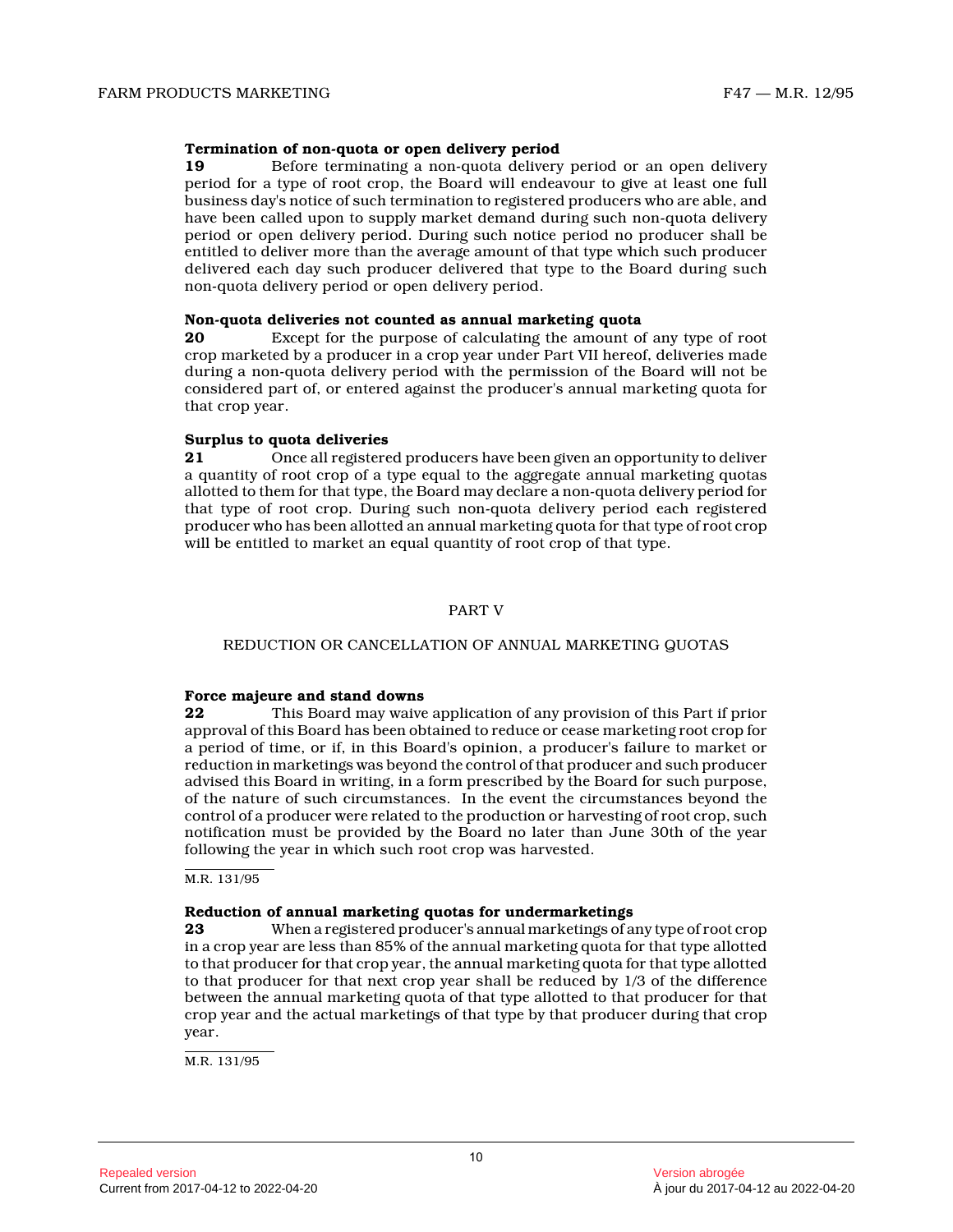**Termination of non-quota or open delivery period**

**19** Before terminating a non-quota delivery period or an open delivery period for a type of root crop, the Board will endeavour to give at least one full business day's notice of such termination to registered producers who are able, and have been called upon to supply market demand during such non-quota delivery period or open delivery period. During such notice period no producer shall be entitled to deliver more than the average amount of that type which such producer delivered each day such producer delivered that type to the Board during such non-quota delivery period or open delivery period.

**Non-quota deliveries not counted as annual marketing quota**

**20** Except for the purpose of calculating the amount of any type of root crop marketed by a producer in a crop year under Part VII hereof, deliveries made during a non-quota delivery period with the permission of the Board will not be considered part of, or entered against the producer's annual marketing quota for that crop year.

**Surplus to quota deliveries**

**21** Once all registered producers have been given an opportunity to deliver a quantity of root crop of a type equal to the aggregate annual marketing quotas allotted to them for that type, the Board may declare a non-quota delivery period for that type of root crop. During such non-quota delivery period each registered producer who has been allotted an annual marketing quota for that type of root crop will be entitled to market an equal quantity of root crop of that type.

## PART V

## REDUCTION OR CANCELLATION OF ANNUAL MARKETING QUOTAS

**Force majeure and stand downs**

**22** This Board may waive application of any provision of this Part if prior approval of this Board has been obtained to reduce or cease marketing root crop for a period of time, or if, in this Board's opinion, a producer's failure to market or reduction in marketings was beyond the control of that producer and such producer advised this Board in writing, in a form prescribed by the Board for such purpose, of the nature of such circumstances. In the event the circumstances beyond the control of a producer were related to the production or harvesting of root crop, such notification must be provided by the Board no later than June 30th of the year following the year in which such root crop was harvested.

M.R. 131/95

**Reduction of annual marketing quotas for undermarketings**

**23** When a registered producer's annual marketings of any type of root crop in a crop year are less than 85% of the annual marketing quota for that type allotted to that producer for that crop year, the annual marketing quota for that type allotted to that producer for that next crop year shall be reduced by 1/3 of the difference between the annual marketing quota of that type allotted to that producer for that crop year and the actual marketings of that type by that producer during that crop year.

M.R. 131/95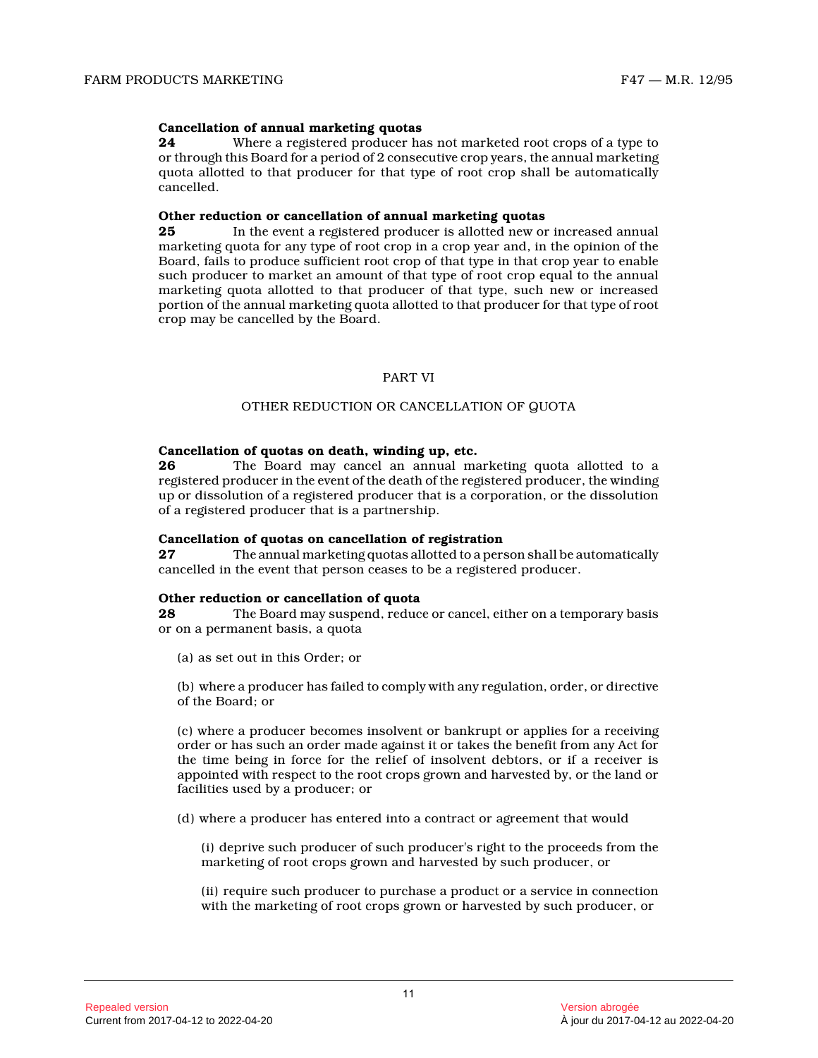**Cancellation of annual marketing quotas**

**24** Where a registered producer has not marketed root crops of a type to or through this Board for a period of 2 consecutive crop years, the annual marketing quota allotted to that producer for that type of root crop shall be automatically cancelled.

**Other reduction or cancellation of annual marketing quotas**

**25** In the event a registered producer is allotted new or increased annual marketing quota for any type of root crop in a crop year and, in the opinion of the Board, fails to produce sufficient root crop of that type in that crop year to enable such producer to market an amount of that type of root crop equal to the annual marketing quota allotted to that producer of that type, such new or increased portion of the annual marketing quota allotted to that producer for that type of root crop may be cancelled by the Board.

## PART VI

## OTHER REDUCTION OR CANCELLATION OF QUOTA

**Cancellation of quotas on death, winding up, etc.**

**26** The Board may cancel an annual marketing quota allotted to a registered producer in the event of the death of the registered producer, the winding up or dissolution of a registered producer that is a corporation, or the dissolution of a registered producer that is a partnership.

**Cancellation of quotas on cancellation of registration**

**27** The annual marketing quotas allotted to a person shall be automatically cancelled in the event that person ceases to be a registered producer.

**Other reduction or cancellation of quota**

**28** The Board may suspend, reduce or cancel, either on a temporary basis or on a permanent basis, a quota

(a) as set out in this Order; or

(b) where a producer has failed to comply with any regulation, order, or directive of the Board; or

(c) where a producer becomes insolvent or bankrupt or applies for a receiving order or has such an order made against it or takes the benefit from any Act for the time being in force for the relief of insolvent debtors, or if a receiver is appointed with respect to the root crops grown and harvested by, or the land or facilities used by a producer; or

(d) where a producer has entered into a contract or agreement that would

(i) deprive such producer of such producer's right to the proceeds from the marketing of root crops grown and harvested by such producer, or

(ii) require such producer to purchase a product or a service in connection with the marketing of root crops grown or harvested by such producer, or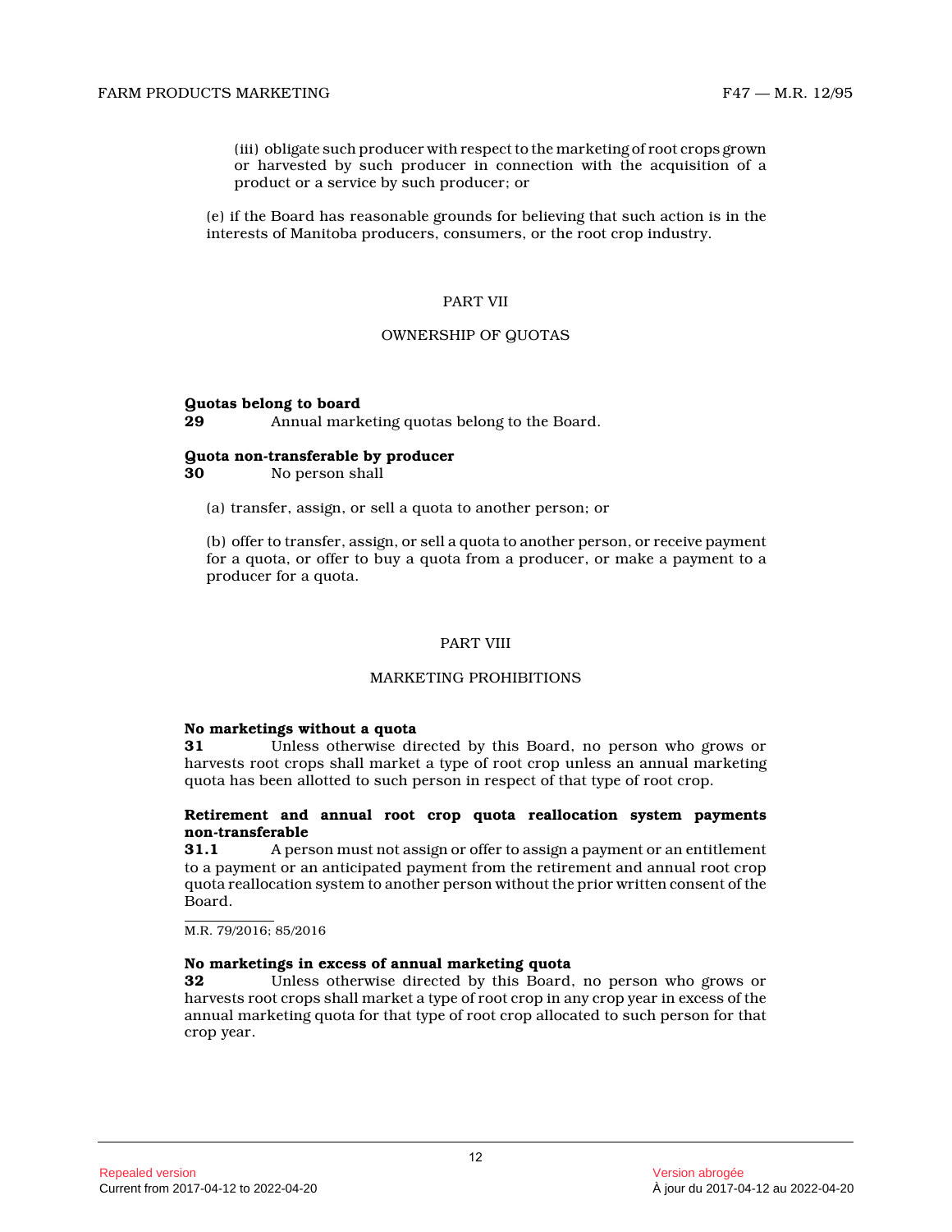(iii) obligate such producer with respect to the marketing of root crops grown or harvested by such producer in connection with the acquisition of a product or a service by such producer; or

(e) if the Board has reasonable grounds for believing that such action is in the interests of Manitoba producers, consumers, or the root crop industry.

## PART VII

## OWNERSHIP OF QUOTAS

**Quotas belong to board**

**29** Annual marketing quotas belong to the Board.

**Quota non-transferable by producer**

**30** No person shall

(a) transfer, assign, or sell a quota to another person; or

(b) offer to transfer, assign, or sell a quota to another person, or receive payment for a quota, or offer to buy a quota from a producer, or make a payment to a producer for a quota.

## PART VIII

## MARKETING PROHIBITIONS

**No marketings without a quota**

**31** Unless otherwise directed by this Board, no person who grows or harvests root crops shall market a type of root crop unless an annual marketing quota has been allotted to such person in respect of that type of root crop.

**Retirement and annual root crop quota reallocation system payments non-transferable**

**31.1** A person must not assign or offer to assign a payment or an entitlement to a payment or an anticipated payment from the retirement and annual root crop quota reallocation system to another person without the prior written consent of the Board.

M.R. 79/2016; 85/2016

**No marketings in excess of annual marketing quota**

**32** Unless otherwise directed by this Board, no person who grows or harvests root crops shall market a type of root crop in any crop year in excess of the annual marketing quota for that type of root crop allocated to such person for that crop year.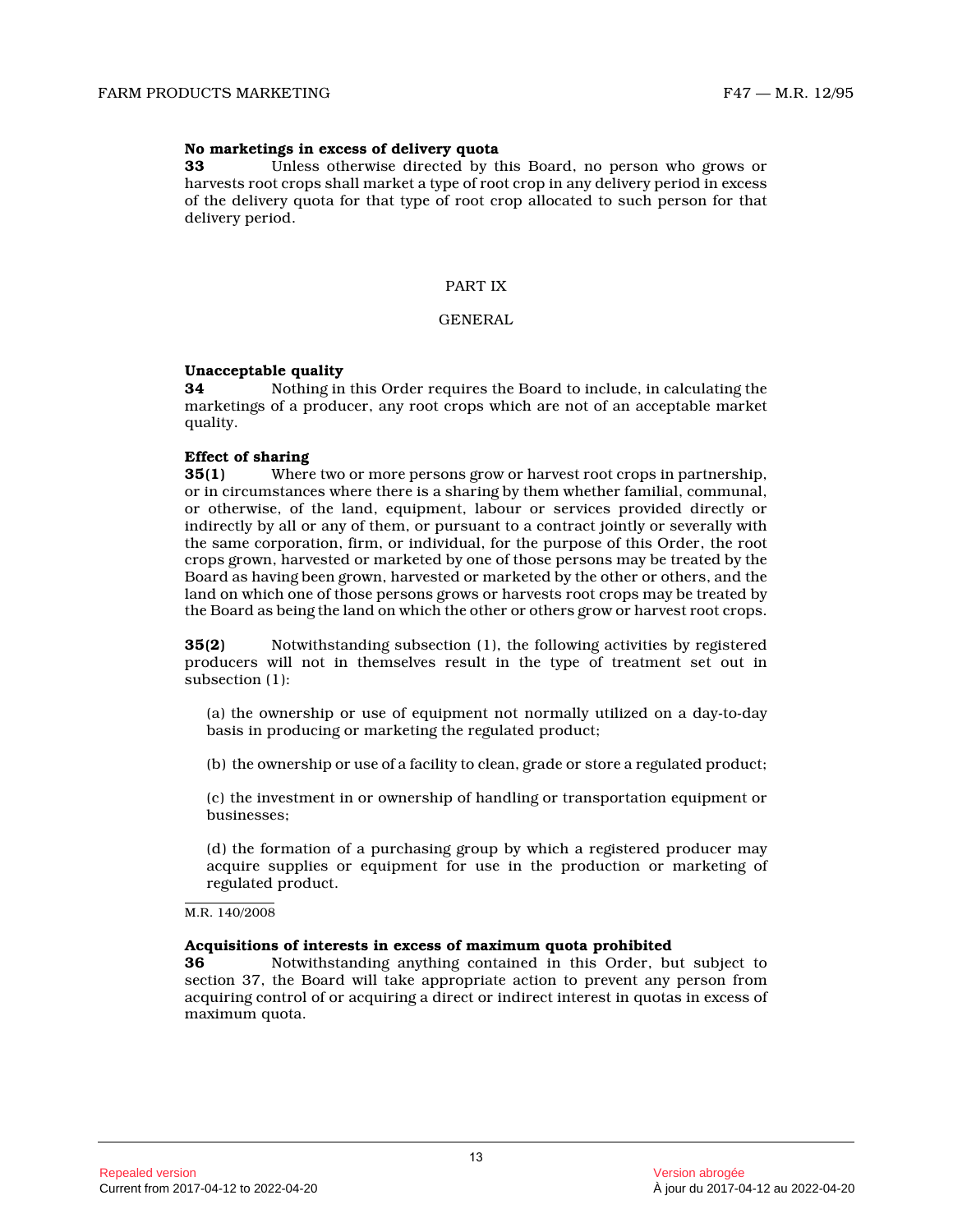**No marketings in excess of delivery quota**

**33** Unless otherwise directed by this Board, no person who grows or harvests root crops shall market a type of root crop in any delivery period in excess of the delivery quota for that type of root crop allocated to such person for that delivery period.

## PART IX

## GENERAL

**Unacceptable quality**

**34** Nothing in this Order requires the Board to include, in calculating the marketings of a producer, any root crops which are not of an acceptable market quality.

**Effect of sharing**

**35(1)** Where two or more persons grow or harvest root crops in partnership, or in circumstances where there is a sharing by them whether familial, communal, or otherwise, of the land, equipment, labour or services provided directly or indirectly by all or any of them, or pursuant to a contract jointly or severally with the same corporation, firm, or individual, for the purpose of this Order, the root crops grown, harvested or marketed by one of those persons may be treated by the Board as having been grown, harvested or marketed by the other or others, and the land on which one of those persons grows or harvests root crops may be treated by the Board as being the land on which the other or others grow or harvest root crops.

**35(2)** Notwithstanding subsection (1), the following activities by registered producers will not in themselves result in the type of treatment set out in subsection (1):

(a) the ownership or use of equipment not normally utilized on a day-to-day basis in producing or marketing the regulated product;

(b) the ownership or use of a facility to clean, grade or store a regulated product;

(c) the investment in or ownership of handling or transportation equipment or businesses;

(d) the formation of a purchasing group by which a registered producer may acquire supplies or equipment for use in the production or marketing of regulated product.

M.R. 140/2008

**Acquisitions of interests in excess of maximum quota prohibited**

**36** Notwithstanding anything contained in this Order, but subject to section 37, the Board will take appropriate action to prevent any person from acquiring control of or acquiring a direct or indirect interest in quotas in excess of maximum quota.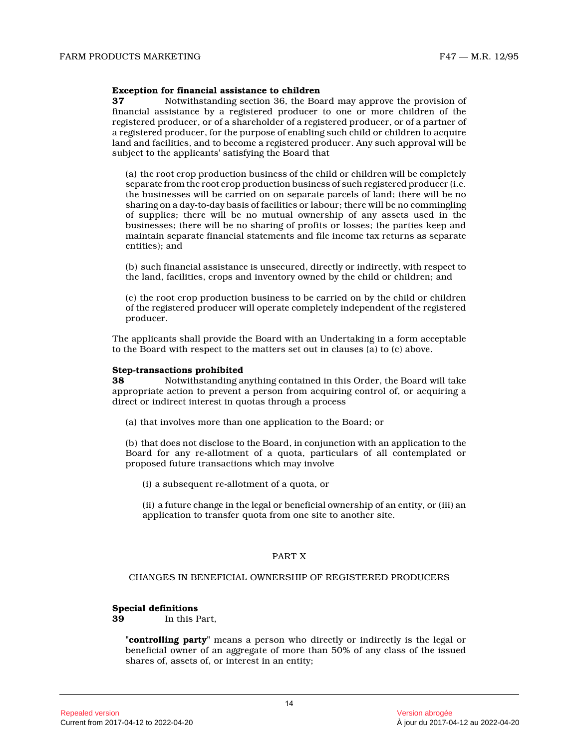**Exception for financial assistance to children**

**37** Notwithstanding section 36, the Board may approve the provision of financial assistance by a registered producer to one or more children of the registered producer, or of a shareholder of a registered producer, or of a partner of a registered producer, for the purpose of enabling such child or children to acquire land and facilities, and to become a registered producer. Any such approval will be subject to the applicants' satisfying the Board that

(a) the root crop production business of the child or children will be completely separate from the root crop production business of such registered producer (i.e. the businesses will be carried on on separate parcels of land; there will be no sharing on a day-to-day basis of facilities or labour; there will be no commingling of supplies; there will be no mutual ownership of any assets used in the businesses; there will be no sharing of profits or losses; the parties keep and maintain separate financial statements and file income tax returns as separate entities); and

(b) such financial assistance is unsecured, directly or indirectly, with respect to the land, facilities, crops and inventory owned by the child or children; and

(c) the root crop production business to be carried on by the child or children of the registered producer will operate completely independent of the registered producer.

The applicants shall provide the Board with an Undertaking in a form acceptable to the Board with respect to the matters set out in clauses (a) to (c) above.

**Step-transactions prohibited**

**38** Notwithstanding anything contained in this Order, the Board will take appropriate action to prevent a person from acquiring control of, or acquiring a direct or indirect interest in quotas through a process

(a) that involves more than one application to the Board; or

(b) that does not disclose to the Board, in conjunction with an application to the Board for any re-allotment of a quota, particulars of all contemplated or proposed future transactions which may involve

(i) a subsequent re-allotment of a quota, or

(ii) a future change in the legal or beneficial ownership of an entity, or (iii) an application to transfer quota from one site to another site.

## PART X

## CHANGES IN BENEFICIAL OWNERSHIP OF REGISTERED PRODUCERS

**Special definitions**

**39** In this Part,

"**controlling party**" means a person who directly or indirectly is the legal or beneficial owner of an aggregate of more than 50% of any class of the issued shares of, assets of, or interest in an entity;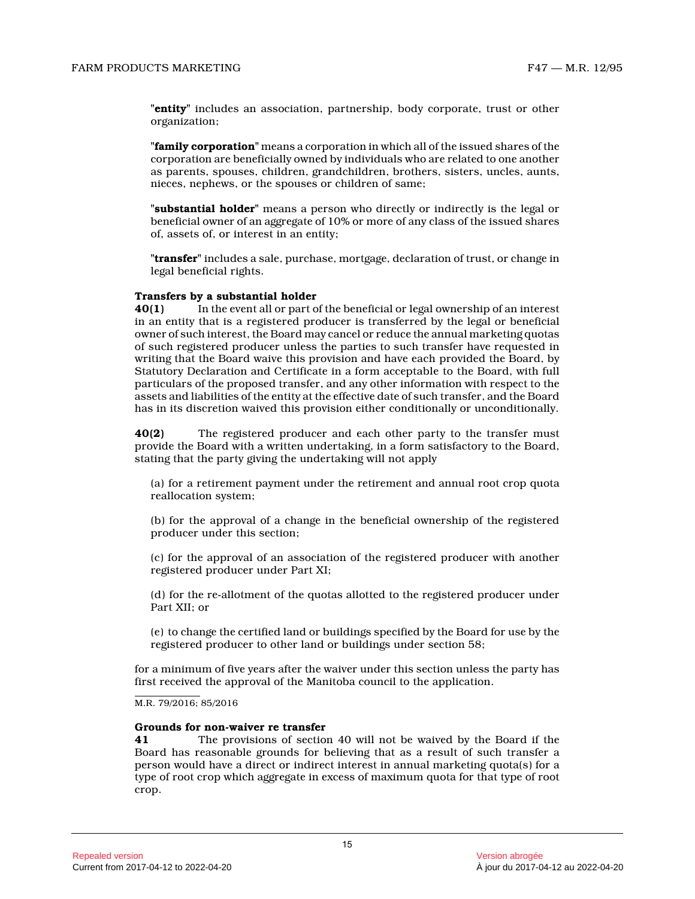"**entity**" includes an association, partnership, body corporate, trust or other organization;

"**family corporation**" means a corporation in which all of the issued shares of the corporation are beneficially owned by individuals who are related to one another as parents, spouses, children, grandchildren, brothers, sisters, uncles, aunts, nieces, nephews, or the spouses or children of same;

"**substantial holder**" means a person who directly or indirectly is the legal or beneficial owner of an aggregate of 10% or more of any class of the issued shares of, assets of, or interest in an entity;

"**transfer**" includes a sale, purchase, mortgage, declaration of trust, or change in legal beneficial rights.

**Transfers by a substantial holder**

**40(1)** In the event all or part of the beneficial or legal ownership of an interest in an entity that is a registered producer is transferred by the legal or beneficial owner of such interest, the Board may cancel or reduce the annual marketing quotas of such registered producer unless the parties to such transfer have requested in writing that the Board waive this provision and have each provided the Board, by Statutory Declaration and Certificate in a form acceptable to the Board, with full particulars of the proposed transfer, and any other information with respect to the assets and liabilities of the entity at the effective date of such transfer, and the Board has in its discretion waived this provision either conditionally or unconditionally.

**40(2)** The registered producer and each other party to the transfer must provide the Board with a written undertaking, in a form satisfactory to the Board, stating that the party giving the undertaking will not apply

(a) for a retirement payment under the retirement and annual root crop quota reallocation system;

(b) for the approval of a change in the beneficial ownership of the registered producer under this section;

(c) for the approval of an association of the registered producer with another registered producer under Part XI;

(d) for the re-allotment of the quotas allotted to the registered producer under Part XII; or

(e) to change the certified land or buildings specified by the Board for use by the registered producer to other land or buildings under section 58;

for a minimum of five years after the waiver under this section unless the party has first received the approval of the Manitoba council to the application.

M.R. 79/2016; 85/2016

**Grounds for non-waiver re transfer**

**41** The provisions of section 40 will not be waived by the Board if the Board has reasonable grounds for believing that as a result of such transfer a person would have a direct or indirect interest in annual marketing quota(s) for a type of root crop which aggregate in excess of maximum quota for that type of root crop.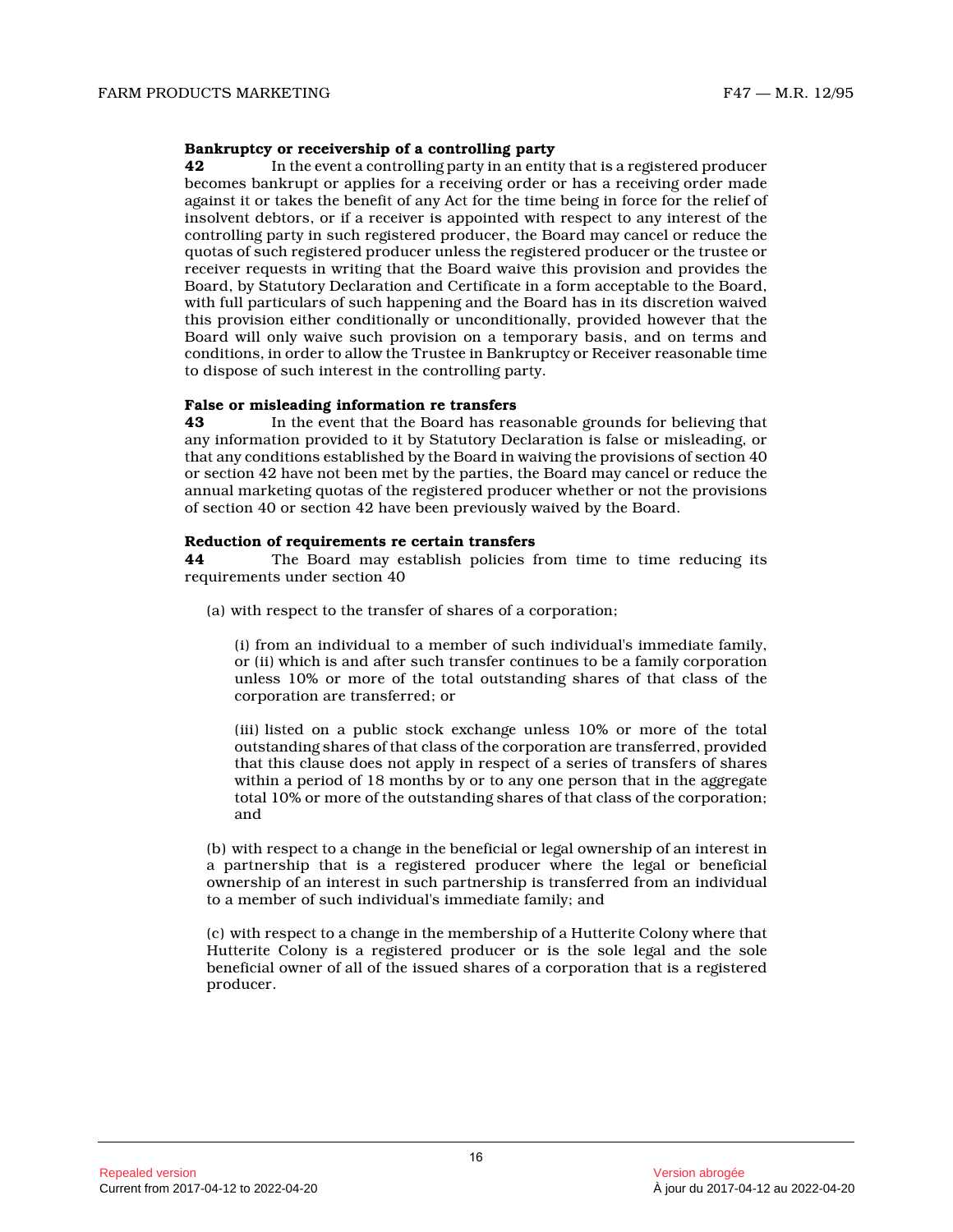**Bankruptcy or receivership of a controlling party**

**42** In the event a controlling party in an entity that is a registered producer becomes bankrupt or applies for a receiving order or has a receiving order made against it or takes the benefit of any Act for the time being in force for the relief of insolvent debtors, or if a receiver is appointed with respect to any interest of the controlling party in such registered producer, the Board may cancel or reduce the quotas of such registered producer unless the registered producer or the trustee or receiver requests in writing that the Board waive this provision and provides the Board, by Statutory Declaration and Certificate in a form acceptable to the Board, with full particulars of such happening and the Board has in its discretion waived this provision either conditionally or unconditionally, provided however that the Board will only waive such provision on a temporary basis, and on terms and conditions, in order to allow the Trustee in Bankruptcy or Receiver reasonable time to dispose of such interest in the controlling party.

**False or misleading information re transfers**

**43** In the event that the Board has reasonable grounds for believing that any information provided to it by Statutory Declaration is false or misleading, or that any conditions established by the Board in waiving the provisions of section 40 or section 42 have not been met by the parties, the Board may cancel or reduce the annual marketing quotas of the registered producer whether or not the provisions of section 40 or section 42 have been previously waived by the Board.

**Reduction of requirements re certain transfers**

**44** The Board may establish policies from time to time reducing its requirements under section 40

(a) with respect to the transfer of shares of a corporation;

(i) from an individual to a member of such individual's immediate family, or (ii) which is and after such transfer continues to be a family corporation unless 10% or more of the total outstanding shares of that class of the corporation are transferred; or

(iii) listed on a public stock exchange unless 10% or more of the total outstanding shares of that class of the corporation are transferred, provided that this clause does not apply in respect of a series of transfers of shares within a period of 18 months by or to any one person that in the aggregate total 10% or more of the outstanding shares of that class of the corporation; and

(b) with respect to a change in the beneficial or legal ownership of an interest in a partnership that is a registered producer where the legal or beneficial ownership of an interest in such partnership is transferred from an individual to a member of such individual's immediate family; and

(c) with respect to a change in the membership of a Hutterite Colony where that Hutterite Colony is a registered producer or is the sole legal and the sole beneficial owner of all of the issued shares of a corporation that is a registered producer.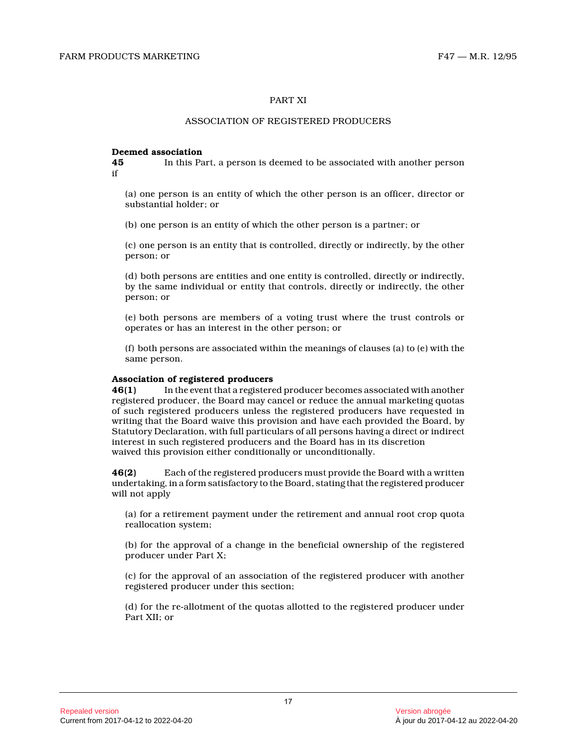## PART XI

## ASSOCIATION OF REGISTERED PRODUCERS

**Deemed association**

**45** In this Part, a person is deemed to be associated with another person if

(a) one person is an entity of which the other person is an officer, director or substantial holder; or

(b) one person is an entity of which the other person is a partner; or

(c) one person is an entity that is controlled, directly or indirectly, by the other person; or

(d) both persons are entities and one entity is controlled, directly or indirectly, by the same individual or entity that controls, directly or indirectly, the other person; or

(e) both persons are members of a voting trust where the trust controls or operates or has an interest in the other person; or

(f) both persons are associated within the meanings of clauses (a) to (e) with the same person.

**Association of registered producers**

**46(1)** In the event that a registered producer becomes associated with another registered producer, the Board may cancel or reduce the annual marketing quotas of such registered producers unless the registered producers have requested in writing that the Board waive this provision and have each provided the Board, by Statutory Declaration, with full particulars of all persons having a direct or indirect interest in such registered producers and the Board has in its discretion waived this provision either conditionally or unconditionally.

**46(2)** Each of the registered producers must provide the Board with a written undertaking, in a form satisfactory to the Board, stating that the registered producer will not apply

(a) for a retirement payment under the retirement and annual root crop quota reallocation system;

(b) for the approval of a change in the beneficial ownership of the registered producer under Part X;

(c) for the approval of an association of the registered producer with another registered producer under this section;

(d) for the re-allotment of the quotas allotted to the registered producer under Part XII; or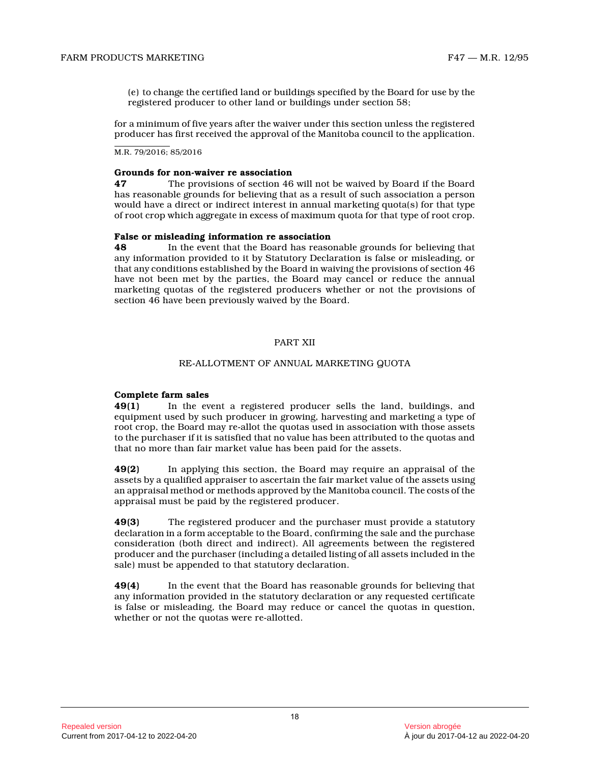(e) to change the certified land or buildings specified by the Board for use by the registered producer to other land or buildings under section 58;

for a minimum of five years after the waiver under this section unless the registered producer has first received the approval of the Manitoba council to the application.

M.R. 79/2016; 85/2016

**Grounds for non-waiver re association**

**47** The provisions of section 46 will not be waived by Board if the Board has reasonable grounds for believing that as a result of such association a person would have a direct or indirect interest in annual marketing quota(s) for that type of root crop which aggregate in excess of maximum quota for that type of root crop.

**False or misleading information re association**

**48** In the event that the Board has reasonable grounds for believing that any information provided to it by Statutory Declaration is false or misleading, or that any conditions established by the Board in waiving the provisions of section 46 have not been met by the parties, the Board may cancel or reduce the annual marketing quotas of the registered producers whether or not the provisions of section 46 have been previously waived by the Board.

## PART XII

## RE-ALLOTMENT OF ANNUAL MARKETING QUOTA

**Complete farm sales**

**49(1)** In the event a registered producer sells the land, buildings, and equipment used by such producer in growing, harvesting and marketing a type of root crop, the Board may re-allot the quotas used in association with those assets to the purchaser if it is satisfied that no value has been attributed to the quotas and that no more than fair market value has been paid for the assets.

**49(2)** In applying this section, the Board may require an appraisal of the assets by a qualified appraiser to ascertain the fair market value of the assets using an appraisal method or methods approved by the Manitoba council. The costs of the appraisal must be paid by the registered producer.

**49(3)** The registered producer and the purchaser must provide a statutory declaration in a form acceptable to the Board, confirming the sale and the purchase consideration (both direct and indirect). All agreements between the registered producer and the purchaser (including a detailed listing of all assets included in the sale) must be appended to that statutory declaration.

**49(4)** In the event that the Board has reasonable grounds for believing that any information provided in the statutory declaration or any requested certificate is false or misleading, the Board may reduce or cancel the quotas in question, whether or not the quotas were re-allotted.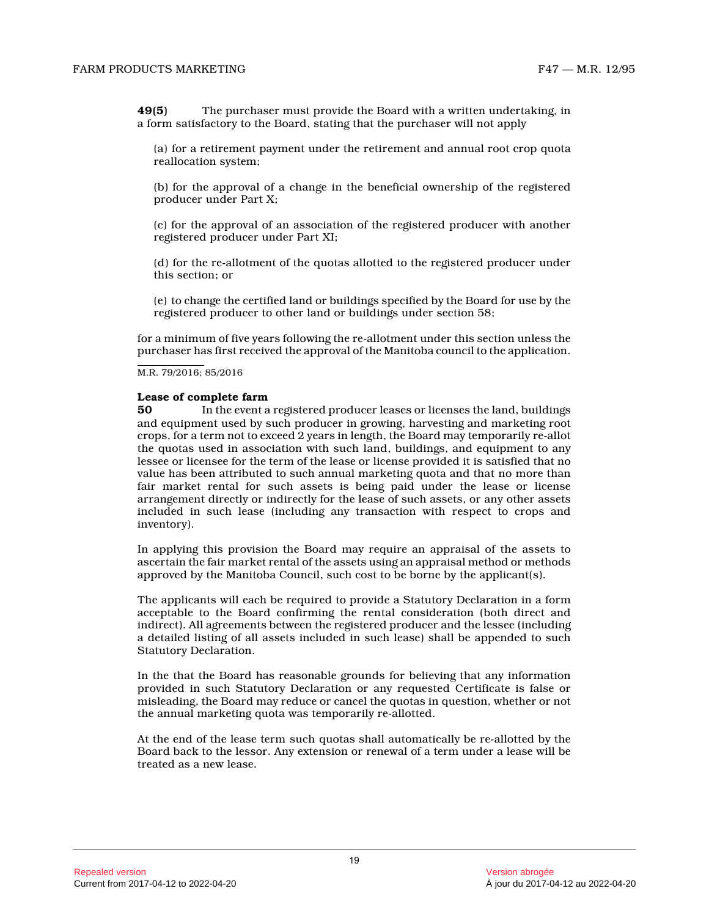**49(5)** The purchaser must provide the Board with a written undertaking, in a form satisfactory to the Board, stating that the purchaser will not apply

(a) for a retirement payment under the retirement and annual root crop quota reallocation system;

(b) for the approval of a change in the beneficial ownership of the registered producer under Part X;

(c) for the approval of an association of the registered producer with another registered producer under Part XI;

(d) for the re-allotment of the quotas allotted to the registered producer under this section; or

(e) to change the certified land or buildings specified by the Board for use by the registered producer to other land or buildings under section 58;

for a minimum of five years following the re-allotment under this section unless the purchaser has first received the approval of the Manitoba council to the application.

M.R. 79/2016; 85/2016

**Lease of complete farm**

**50** In the event a registered producer leases or licenses the land, buildings and equipment used by such producer in growing, harvesting and marketing root crops, for a term not to exceed 2 years in length, the Board may temporarily re-allot the quotas used in association with such land, buildings, and equipment to any lessee or licensee for the term of the lease or license provided it is satisfied that no value has been attributed to such annual marketing quota and that no more than fair market rental for such assets is being paid under the lease or license arrangement directly or indirectly for the lease of such assets, or any other assets included in such lease (including any transaction with respect to crops and inventory).

In applying this provision the Board may require an appraisal of the assets to ascertain the fair market rental of the assets using an appraisal method or methods approved by the Manitoba Council, such cost to be borne by the applicant(s).

The applicants will each be required to provide a Statutory Declaration in a form acceptable to the Board confirming the rental consideration (both direct and indirect). All agreements between the registered producer and the lessee (including a detailed listing of all assets included in such lease) shall be appended to such Statutory Declaration.

In the that the Board has reasonable grounds for believing that any information provided in such Statutory Declaration or any requested Certificate is false or misleading, the Board may reduce or cancel the quotas in question, whether or not the annual marketing quota was temporarily re-allotted.

At the end of the lease term such quotas shall automatically be re-allotted by the Board back to the lessor. Any extension or renewal of a term under a lease will be treated as a new lease.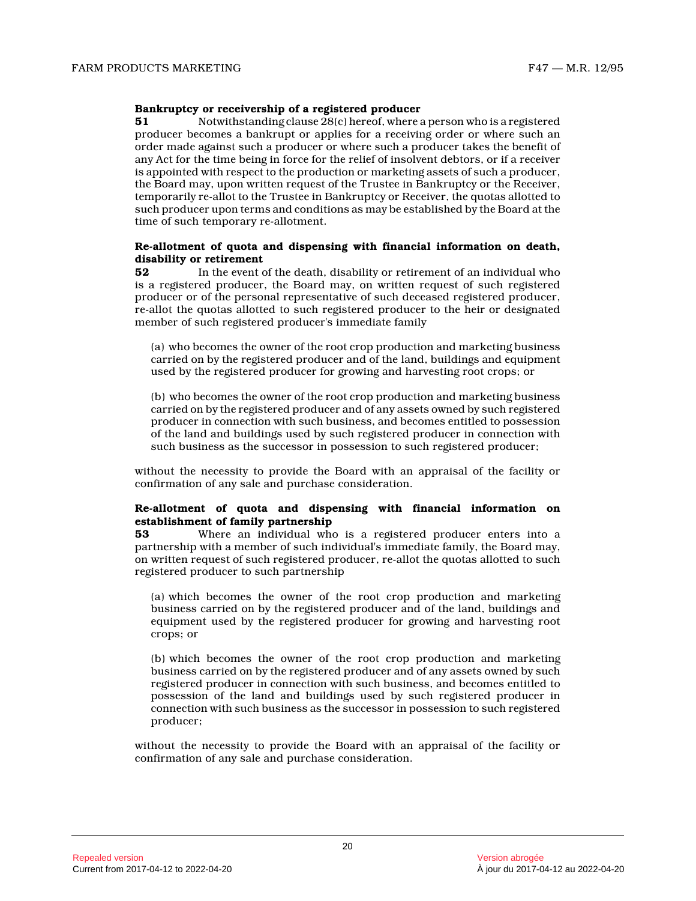**Bankruptcy or receivership of a registered producer**

**51** Notwithstanding clause 28(c) hereof, where a person who is a registered producer becomes a bankrupt or applies for a receiving order or where such an order made against such a producer or where such a producer takes the benefit of any Act for the time being in force for the relief of insolvent debtors, or if a receiver is appointed with respect to the production or marketing assets of such a producer, the Board may, upon written request of the Trustee in Bankruptcy or the Receiver, temporarily re-allot to the Trustee in Bankruptcy or Receiver, the quotas allotted to such producer upon terms and conditions as may be established by the Board at the time of such temporary re-allotment.

**Re-allotment of quota and dispensing with financial information on death, disability or retirement**

**52** In the event of the death, disability or retirement of an individual who is a registered producer, the Board may, on written request of such registered producer or of the personal representative of such deceased registered producer, re-allot the quotas allotted to such registered producer to the heir or designated member of such registered producer's immediate family

(a) who becomes the owner of the root crop production and marketing business carried on by the registered producer and of the land, buildings and equipment used by the registered producer for growing and harvesting root crops; or

(b) who becomes the owner of the root crop production and marketing business carried on by the registered producer and of any assets owned by such registered producer in connection with such business, and becomes entitled to possession of the land and buildings used by such registered producer in connection with such business as the successor in possession to such registered producer;

without the necessity to provide the Board with an appraisal of the facility or confirmation of any sale and purchase consideration.

**Re-allotment of quota and dispensing with financial information on establishment of family partnership**

**53** Where an individual who is a registered producer enters into a partnership with a member of such individual's immediate family, the Board may, on written request of such registered producer, re-allot the quotas allotted to such registered producer to such partnership

(a) which becomes the owner of the root crop production and marketing business carried on by the registered producer and of the land, buildings and equipment used by the registered producer for growing and harvesting root crops; or

(b) which becomes the owner of the root crop production and marketing business carried on by the registered producer and of any assets owned by such registered producer in connection with such business, and becomes entitled to possession of the land and buildings used by such registered producer in connection with such business as the successor in possession to such registered producer;

without the necessity to provide the Board with an appraisal of the facility or confirmation of any sale and purchase consideration.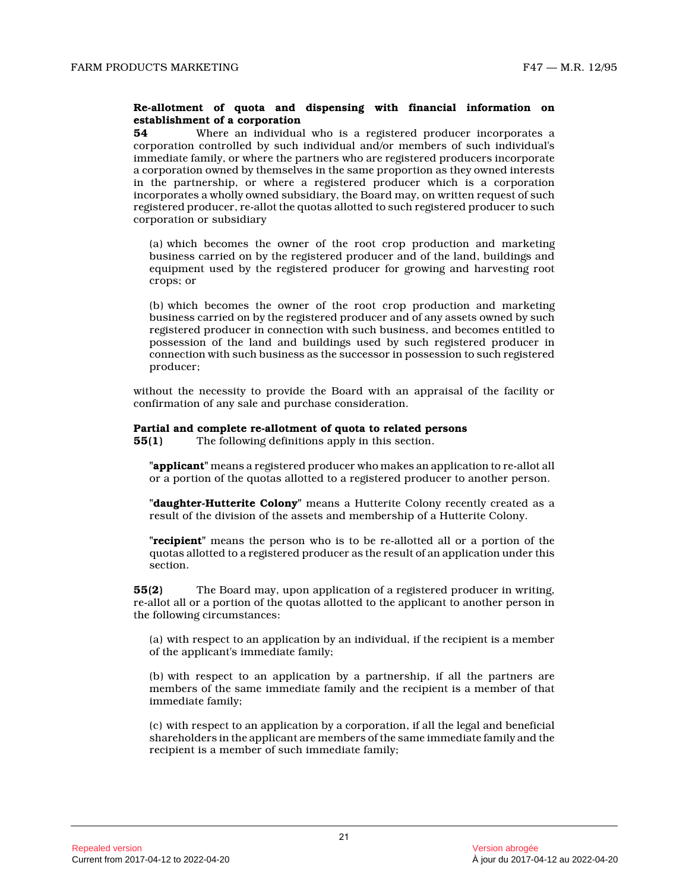**Re-allotment of quota and dispensing with financial information on establishment of a corporation**

**54** Where an individual who is a registered producer incorporates a corporation controlled by such individual and/or members of such individual's immediate family, or where the partners who are registered producers incorporate a corporation owned by themselves in the same proportion as they owned interests in the partnership, or where a registered producer which is a corporation incorporates a wholly owned subsidiary, the Board may, on written request of such registered producer, re-allot the quotas allotted to such registered producer to such corporation or subsidiary

(a) which becomes the owner of the root crop production and marketing business carried on by the registered producer and of the land, buildings and equipment used by the registered producer for growing and harvesting root crops; or

(b) which becomes the owner of the root crop production and marketing business carried on by the registered producer and of any assets owned by such registered producer in connection with such business, and becomes entitled to possession of the land and buildings used by such registered producer in connection with such business as the successor in possession to such registered producer;

without the necessity to provide the Board with an appraisal of the facility or confirmation of any sale and purchase consideration.

**Partial and complete re-allotment of quota to related persons**

**55(1)** The following definitions apply in this section.

"**applicant**" means a registered producer who makes an application to re-allot all or a portion of the quotas allotted to a registered producer to another person.

"**daughter-Hutterite Colony**" means a Hutterite Colony recently created as a result of the division of the assets and membership of a Hutterite Colony.

"**recipient**" means the person who is to be re-allotted all or a portion of the quotas allotted to a registered producer as the result of an application under this section.

**55(2)** The Board may, upon application of a registered producer in writing, re-allot all or a portion of the quotas allotted to the applicant to another person in the following circumstances:

(a) with respect to an application by an individual, if the recipient is a member of the applicant's immediate family;

(b) with respect to an application by a partnership, if all the partners are members of the same immediate family and the recipient is a member of that immediate family;

(c) with respect to an application by a corporation, if all the legal and beneficial shareholders in the applicant are members of the same immediate family and the recipient is a member of such immediate family;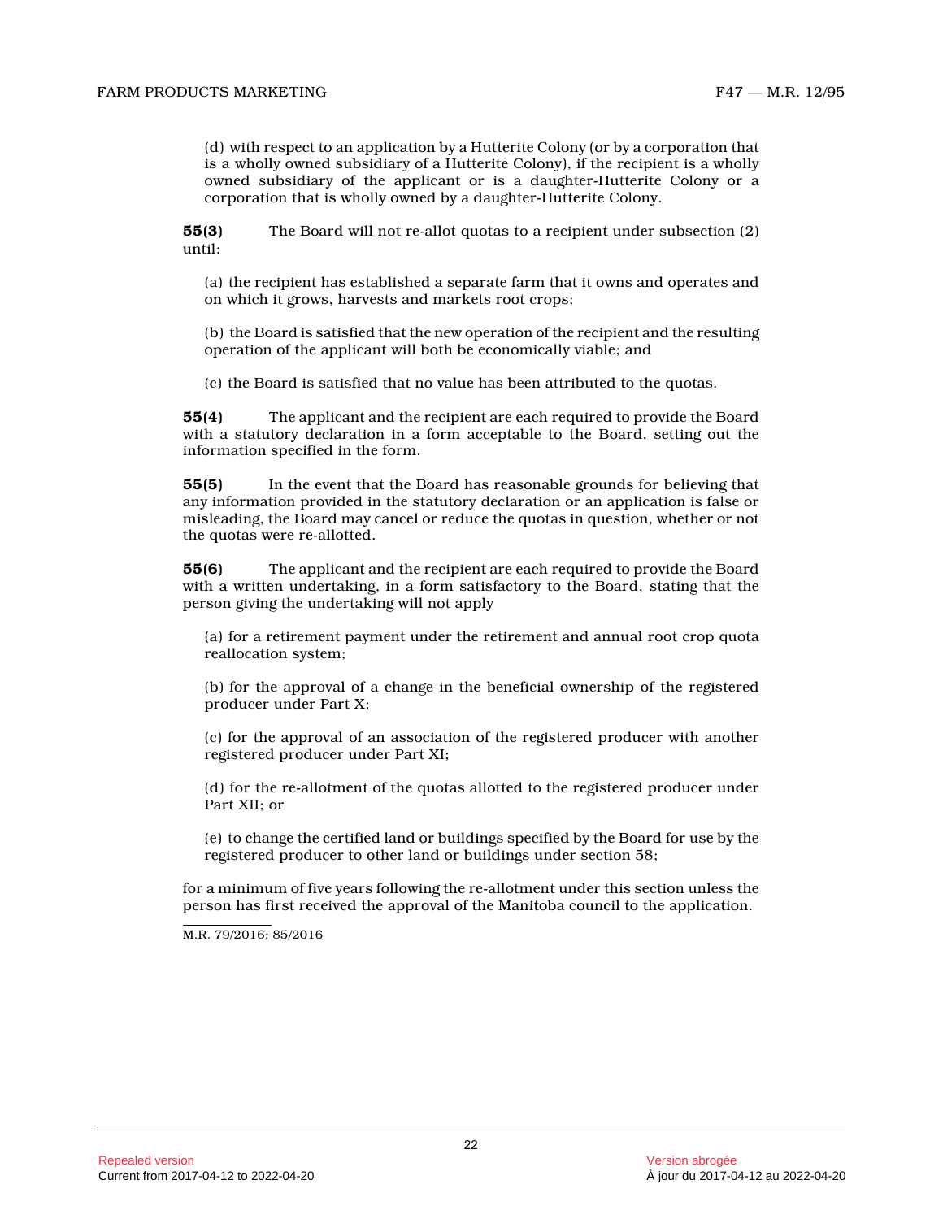(d) with respect to an application by a Hutterite Colony (or by a corporation that is a wholly owned subsidiary of a Hutterite Colony), if the recipient is a wholly owned subsidiary of the applicant or is a daughter-Hutterite Colony or a corporation that is wholly owned by a daughter-Hutterite Colony.

**55(3)** The Board will not re-allot quotas to a recipient under subsection (2) until:

(a) the recipient has established a separate farm that it owns and operates and on which it grows, harvests and markets root crops;

(b) the Board is satisfied that the new operation of the recipient and the resulting operation of the applicant will both be economically viable; and

(c) the Board is satisfied that no value has been attributed to the quotas.

**55(4)** The applicant and the recipient are each required to provide the Board with a statutory declaration in a form acceptable to the Board, setting out the information specified in the form.

**55(5)** In the event that the Board has reasonable grounds for believing that any information provided in the statutory declaration or an application is false or misleading, the Board may cancel or reduce the quotas in question, whether or not the quotas were re-allotted.

**55(6)** The applicant and the recipient are each required to provide the Board with a written undertaking, in a form satisfactory to the Board, stating that the person giving the undertaking will not apply

(a) for a retirement payment under the retirement and annual root crop quota reallocation system;

(b) for the approval of a change in the beneficial ownership of the registered producer under Part X;

(c) for the approval of an association of the registered producer with another registered producer under Part XI;

(d) for the re-allotment of the quotas allotted to the registered producer under Part XII; or

(e) to change the certified land or buildings specified by the Board for use by the registered producer to other land or buildings under section 58;

for a minimum of five years following the re-allotment under this section unless the person has first received the approval of the Manitoba council to the application.

M.R. 79/2016; 85/2016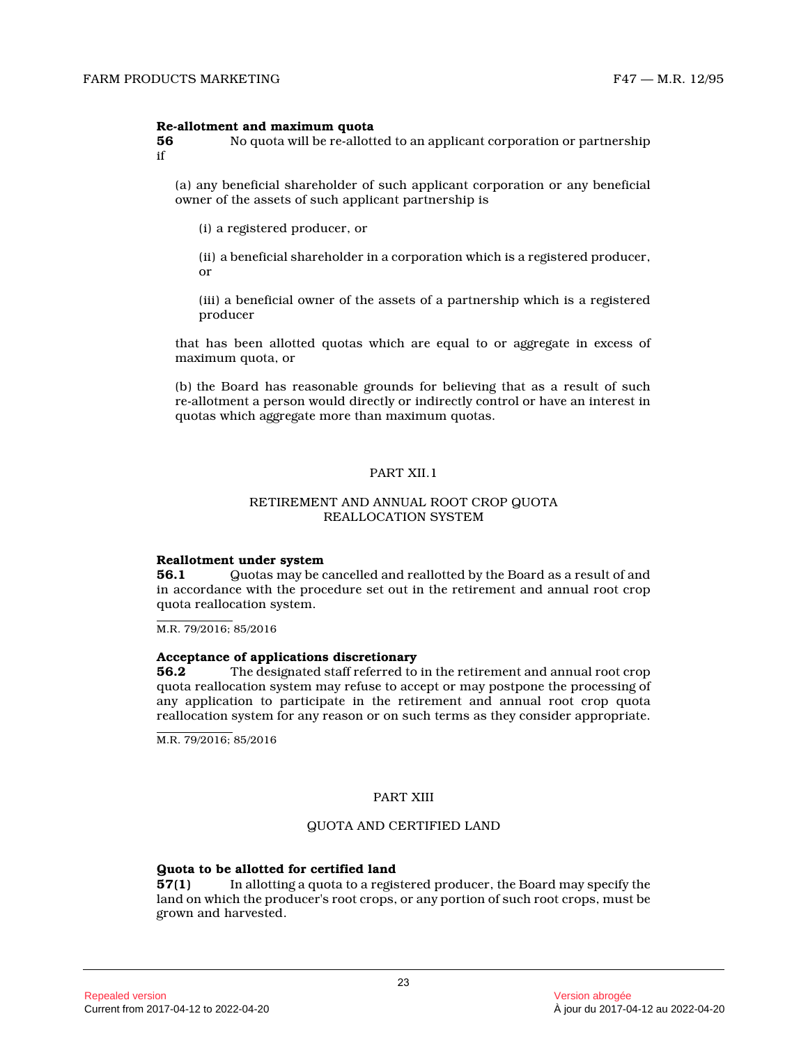**Re-allotment and maximum quota**

**56** No quota will be re-allotted to an applicant corporation or partnership if

(a) any beneficial shareholder of such applicant corporation or any beneficial owner of the assets of such applicant partnership is

(i) a registered producer, or

(ii) a beneficial shareholder in a corporation which is a registered producer, or

(iii) a beneficial owner of the assets of a partnership which is a registered producer

that has been allotted quotas which are equal to or aggregate in excess of maximum quota, or

(b) the Board has reasonable grounds for believing that as a result of such re-allotment a person would directly or indirectly control or have an interest in quotas which aggregate more than maximum quotas.

## PART XII.1

## RETIREMENT AND ANNUAL ROOT CROP QUOTA REALLOCATION SYSTEM

**Reallotment under system**

**56.1** Quotas may be cancelled and reallotted by the Board as a result of and in accordance with the procedure set out in the retirement and annual root crop quota reallocation system.

M.R. 79/2016; 85/2016

**Acceptance of applications discretionary**

**56.2** The designated staff referred to in the retirement and annual root crop quota reallocation system may refuse to accept or may postpone the processing of any application to participate in the retirement and annual root crop quota reallocation system for any reason or on such terms as they consider appropriate.

M.R. 79/2016; 85/2016

## PART XIII

## QUOTA AND CERTIFIED LAND

**Quota to be allotted for certified land**

**57(1)** In allotting a quota to a registered producer, the Board may specify the land on which the producer's root crops, or any portion of such root crops, must be grown and harvested.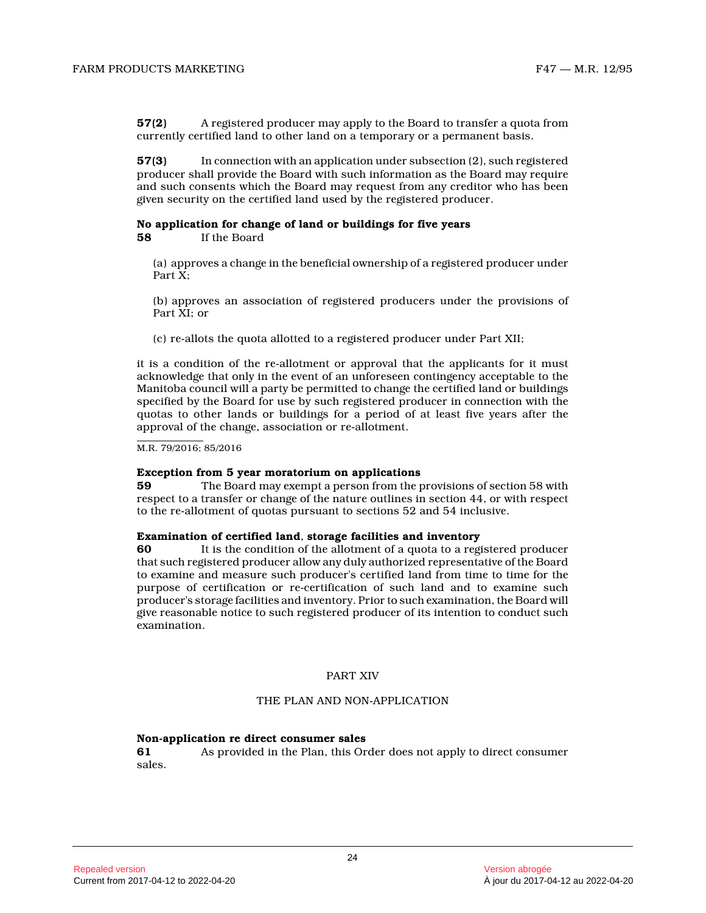**57(2)** A registered producer may apply to the Board to transfer a quota from currently certified land to other land on a temporary or a permanent basis.

**57(3)** In connection with an application under subsection (2), such registered producer shall provide the Board with such information as the Board may require and such consents which the Board may request from any creditor who has been given security on the certified land used by the registered producer.

**No application for change of land or buildings for five years**

**58** If the Board

(a) approves a change in the beneficial ownership of a registered producer under Part X;

(b) approves an association of registered producers under the provisions of Part XI; or

(c) re-allots the quota allotted to a registered producer under Part XII;

it is a condition of the re-allotment or approval that the applicants for it must acknowledge that only in the event of an unforeseen contingency acceptable to the Manitoba council will a party be permitted to change the certified land or buildings specified by the Board for use by such registered producer in connection with the quotas to other lands or buildings for a period of at least five years after the approval of the change, association or re-allotment.

M.R. 79/2016; 85/2016

**Exception from 5 year moratorium on applications**

**59** The Board may exempt a person from the provisions of section 58 with respect to a transfer or change of the nature outlines in section 44, or with respect to the re-allotment of quotas pursuant to sections 52 and 54 inclusive.

**Examination of certified land, storage facilities and inventory**

**60** It is the condition of the allotment of a quota to a registered producer that such registered producer allow any duly authorized representative of the Board to examine and measure such producer's certified land from time to time for the purpose of certification or re-certification of such land and to examine such producer's storage facilities and inventory. Prior to such examination, the Board will give reasonable notice to such registered producer of its intention to conduct such examination.

## PART XIV

## THE PLAN AND NON-APPLICATION

**Non-application re direct consumer sales**

**61** As provided in the Plan, this Order does not apply to direct consumer sales.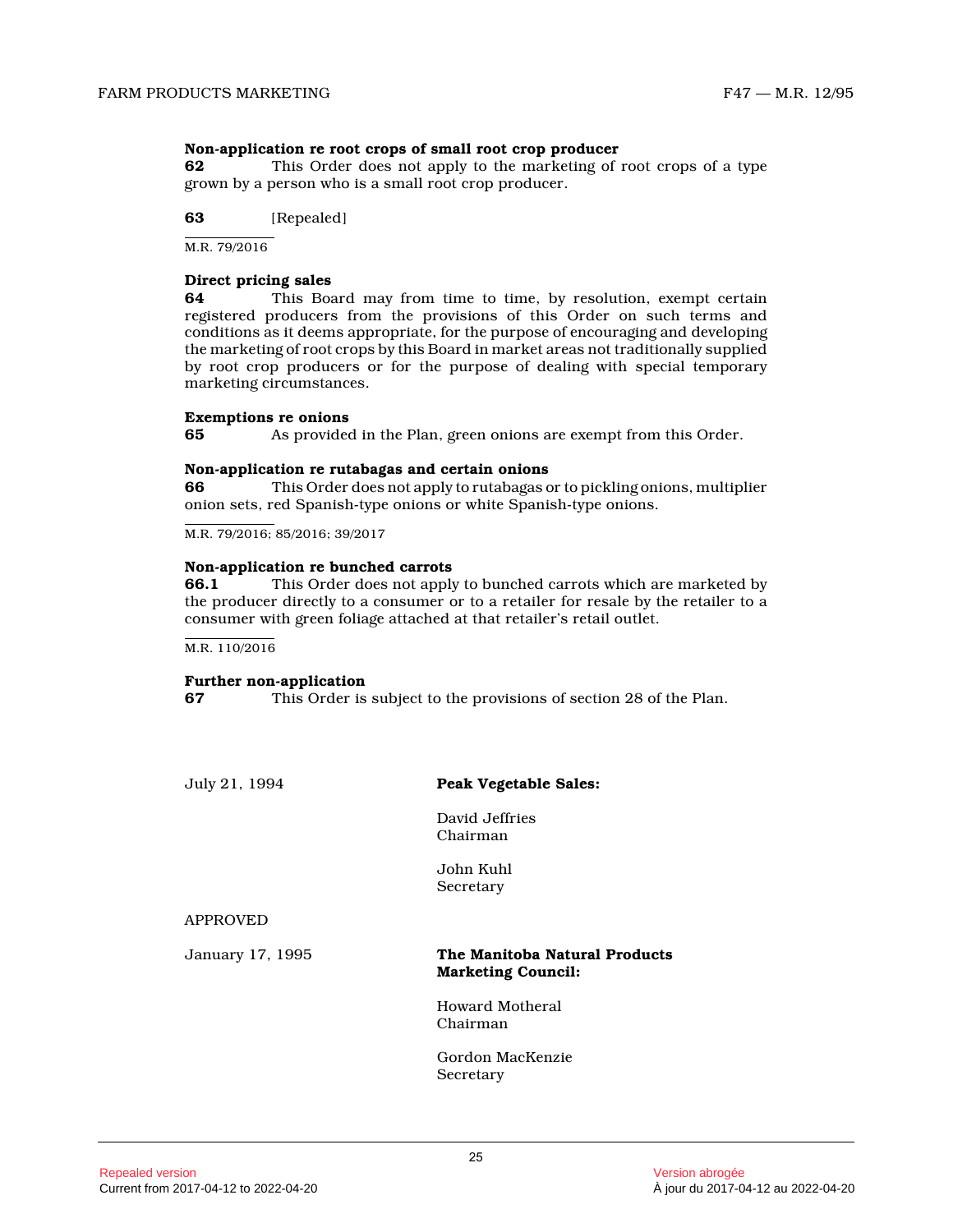**Non-application re root crops of small root crop producer**

**62** This Order does not apply to the marketing of root crops of a type grown by a person who is a small root crop producer.

**63** [Repealed]

M.R. 79/2016

**Direct pricing sales**

**64** This Board may from time to time, by resolution, exempt certain registered producers from the provisions of this Order on such terms and conditions as it deems appropriate, for the purpose of encouraging and developing the marketing of root crops by this Board in market areas not traditionally supplied by root crop producers or for the purpose of dealing with special temporary marketing circumstances.

**Exemptions re onions**

**65** As provided in the Plan, green onions are exempt from this Order.

**Non-application re rutabagas and certain onions**

**66** This Order does not apply to rutabagas or to pickling onions, multiplier onion sets, red Spanish-type onions or white Spanish-type onions.

M.R. 79/2016; 85/2016; 39/2017

**Non-application re bunched carrots**

**66.1** This Order does not apply to bunched carrots which are marketed by the producer directly to a consumer or to a retailer for resale by the retailer to a consumer with green foliage attached at that retailer's retail outlet.

M.R. 110/2016

**Further non-application**

**67** This Order is subject to the provisions of section 28 of the Plan.

July 21, 1994

**Peak Vegetable Sales:**

David Jeffries
Chairman

John Kuhl
Secretary

APPROVED

January 17, 1995

**The Manitoba Natural Products Marketing Council:**

Howard Motheral
Chairman

Gordon MacKenzie
Secretary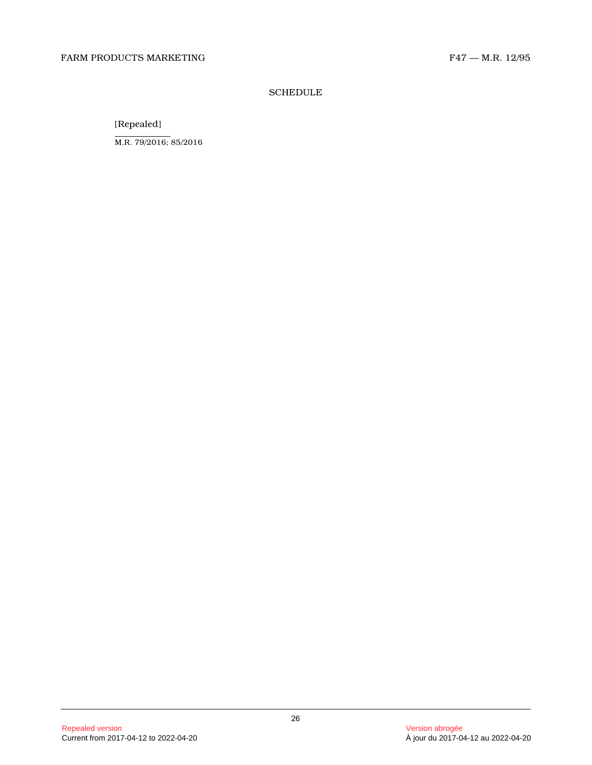## SCHEDULE

[Repealed]

M.R. 79/2016; 85/2016